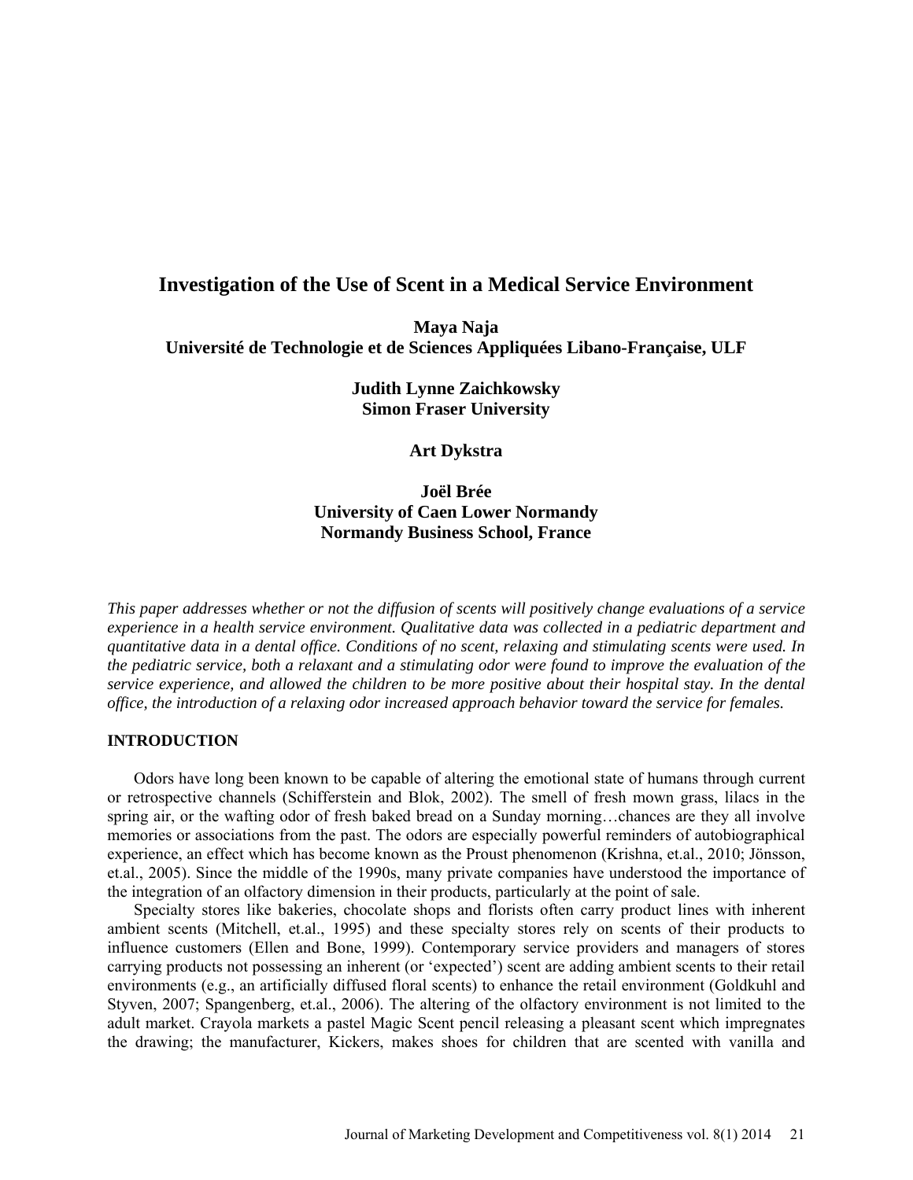# Investigation of the Use of Scent in a Medical Service Environment

**Maya Naja**
**Université de Technologie et de Sciences Appliquées Libano-Française, ULF**

**Judith Lynne Zaichkowsky**
**Simon Fraser University**

**Art Dykstra**

**Joël Brée**
**University of Caen Lower Normandy**
**Normandy Business School, France**

*This paper addresses whether or not the diffusion of scents will positively change evaluations of a service experience in a health service environment. Qualitative data was collected in a pediatric department and quantitative data in a dental office. Conditions of no scent, relaxing and stimulating scents were used. In the pediatric service, both a relaxant and a stimulating odor were found to improve the evaluation of the service experience, and allowed the children to be more positive about their hospital stay. In the dental office, the introduction of a relaxing odor increased approach behavior toward the service for females.*

## INTRODUCTION

Odors have long been known to be capable of altering the emotional state of humans through current or retrospective channels (Schifferstein and Blok, 2002). The smell of fresh mown grass, lilacs in the spring air, or the wafting odor of fresh baked bread on a Sunday morning…chances are they all involve memories or associations from the past. The odors are especially powerful reminders of autobiographical experience, an effect which has become known as the Proust phenomenon (Krishna, et.al., 2010; Jönsson, et.al., 2005). Since the middle of the 1990s, many private companies have understood the importance of the integration of an olfactory dimension in their products, particularly at the point of sale.

Specialty stores like bakeries, chocolate shops and florists often carry product lines with inherent ambient scents (Mitchell, et.al., 1995) and these specialty stores rely on scents of their products to influence customers (Ellen and Bone, 1999). Contemporary service providers and managers of stores carrying products not possessing an inherent (or 'expected') scent are adding ambient scents to their retail environments (e.g., an artificially diffused floral scents) to enhance the retail environment (Goldkuhl and Styven, 2007; Spangenberg, et.al., 2006). The altering of the olfactory environment is not limited to the adult market. Crayola markets a pastel Magic Scent pencil releasing a pleasant scent which impregnates the drawing; the manufacturer, Kickers, makes shoes for children that are scented with vanilla and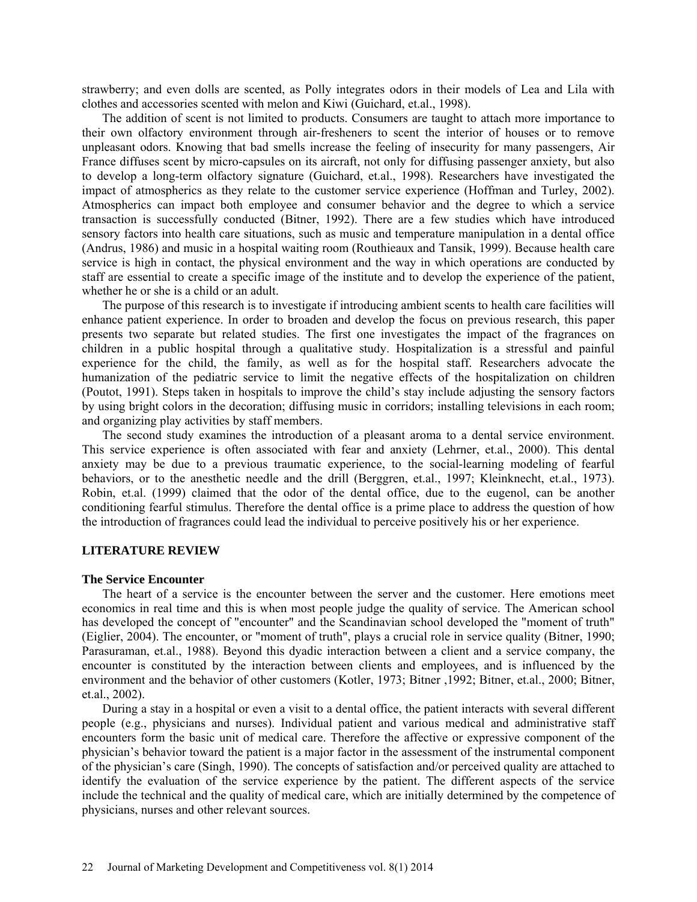strawberry; and even dolls are scented, as Polly integrates odors in their models of Lea and Lila with clothes and accessories scented with melon and Kiwi (Guichard, et.al., 1998).

The addition of scent is not limited to products. Consumers are taught to attach more importance to their own olfactory environment through air-fresheners to scent the interior of houses or to remove unpleasant odors. Knowing that bad smells increase the feeling of insecurity for many passengers, Air France diffuses scent by micro-capsules on its aircraft, not only for diffusing passenger anxiety, but also to develop a long-term olfactory signature (Guichard, et.al., 1998). Researchers have investigated the impact of atmospherics as they relate to the customer service experience (Hoffman and Turley, 2002). Atmospherics can impact both employee and consumer behavior and the degree to which a service transaction is successfully conducted (Bitner, 1992). There are a few studies which have introduced sensory factors into health care situations, such as music and temperature manipulation in a dental office (Andrus, 1986) and music in a hospital waiting room (Routhieaux and Tansik, 1999). Because health care service is high in contact, the physical environment and the way in which operations are conducted by staff are essential to create a specific image of the institute and to develop the experience of the patient, whether he or she is a child or an adult.

The purpose of this research is to investigate if introducing ambient scents to health care facilities will enhance patient experience. In order to broaden and develop the focus on previous research, this paper presents two separate but related studies. The first one investigates the impact of the fragrances on children in a public hospital through a qualitative study. Hospitalization is a stressful and painful experience for the child, the family, as well as for the hospital staff. Researchers advocate the humanization of the pediatric service to limit the negative effects of the hospitalization on children (Poutot, 1991). Steps taken in hospitals to improve the child's stay include adjusting the sensory factors by using bright colors in the decoration; diffusing music in corridors; installing televisions in each room; and organizing play activities by staff members.

The second study examines the introduction of a pleasant aroma to a dental service environment. This service experience is often associated with fear and anxiety (Lehrner, et.al., 2000). This dental anxiety may be due to a previous traumatic experience, to the social-learning modeling of fearful behaviors, or to the anesthetic needle and the drill (Berggren, et.al., 1997; Kleinknecht, et.al., 1973). Robin, et.al. (1999) claimed that the odor of the dental office, due to the eugenol, can be another conditioning fearful stimulus. Therefore the dental office is a prime place to address the question of how the introduction of fragrances could lead the individual to perceive positively his or her experience.

## LITERATURE REVIEW

### The Service Encounter

The heart of a service is the encounter between the server and the customer. Here emotions meet economics in real time and this is when most people judge the quality of service. The American school has developed the concept of "encounter" and the Scandinavian school developed the "moment of truth" (Eiglier, 2004). The encounter, or "moment of truth", plays a crucial role in service quality (Bitner, 1990; Parasuraman, et.al., 1988). Beyond this dyadic interaction between a client and a service company, the encounter is constituted by the interaction between clients and employees, and is influenced by the environment and the behavior of other customers (Kotler, 1973; Bitner ,1992; Bitner, et.al., 2000; Bitner, et.al., 2002).

During a stay in a hospital or even a visit to a dental office, the patient interacts with several different people (e.g., physicians and nurses). Individual patient and various medical and administrative staff encounters form the basic unit of medical care. Therefore the affective or expressive component of the physician's behavior toward the patient is a major factor in the assessment of the instrumental component of the physician's care (Singh, 1990). The concepts of satisfaction and/or perceived quality are attached to identify the evaluation of the service experience by the patient. The different aspects of the service include the technical and the quality of medical care, which are initially determined by the competence of physicians, nurses and other relevant sources.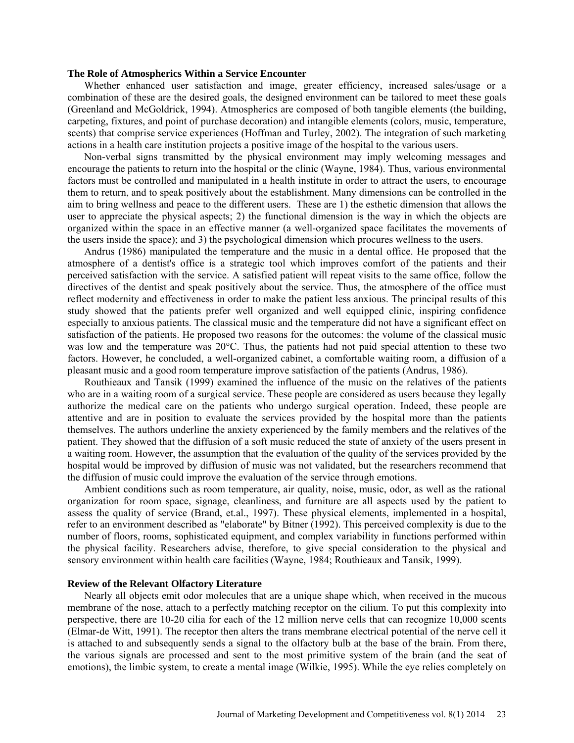### The Role of Atmospherics Within a Service Encounter

Whether enhanced user satisfaction and image, greater efficiency, increased sales/usage or a combination of these are the desired goals, the designed environment can be tailored to meet these goals (Greenland and McGoldrick, 1994). Atmospherics are composed of both tangible elements (the building, carpeting, fixtures, and point of purchase decoration) and intangible elements (colors, music, temperature, scents) that comprise service experiences (Hoffman and Turley, 2002). The integration of such marketing actions in a health care institution projects a positive image of the hospital to the various users.

Non-verbal signs transmitted by the physical environment may imply welcoming messages and encourage the patients to return into the hospital or the clinic (Wayne, 1984). Thus, various environmental factors must be controlled and manipulated in a health institute in order to attract the users, to encourage them to return, and to speak positively about the establishment. Many dimensions can be controlled in the aim to bring wellness and peace to the different users. These are 1) the esthetic dimension that allows the user to appreciate the physical aspects; 2) the functional dimension is the way in which the objects are organized within the space in an effective manner (a well-organized space facilitates the movements of the users inside the space); and 3) the psychological dimension which procures wellness to the users.

Andrus (1986) manipulated the temperature and the music in a dental office. He proposed that the atmosphere of a dentist's office is a strategic tool which improves comfort of the patients and their perceived satisfaction with the service. A satisfied patient will repeat visits to the same office, follow the directives of the dentist and speak positively about the service. Thus, the atmosphere of the office must reflect modernity and effectiveness in order to make the patient less anxious. The principal results of this study showed that the patients prefer well organized and well equipped clinic, inspiring confidence especially to anxious patients. The classical music and the temperature did not have a significant effect on satisfaction of the patients. He proposed two reasons for the outcomes: the volume of the classical music was low and the temperature was 20°C. Thus, the patients had not paid special attention to these two factors. However, he concluded, a well-organized cabinet, a comfortable waiting room, a diffusion of a pleasant music and a good room temperature improve satisfaction of the patients (Andrus, 1986).

Routhieaux and Tansik (1999) examined the influence of the music on the relatives of the patients who are in a waiting room of a surgical service. These people are considered as users because they legally authorize the medical care on the patients who undergo surgical operation. Indeed, these people are attentive and are in position to evaluate the services provided by the hospital more than the patients themselves. The authors underline the anxiety experienced by the family members and the relatives of the patient. They showed that the diffusion of a soft music reduced the state of anxiety of the users present in a waiting room. However, the assumption that the evaluation of the quality of the services provided by the hospital would be improved by diffusion of music was not validated, but the researchers recommend that the diffusion of music could improve the evaluation of the service through emotions.

Ambient conditions such as room temperature, air quality, noise, music, odor, as well as the rational organization for room space, signage, cleanliness, and furniture are all aspects used by the patient to assess the quality of service (Brand, et.al., 1997). These physical elements, implemented in a hospital, refer to an environment described as "elaborate" by Bitner (1992). This perceived complexity is due to the number of floors, rooms, sophisticated equipment, and complex variability in functions performed within the physical facility. Researchers advise, therefore, to give special consideration to the physical and sensory environment within health care facilities (Wayne, 1984; Routhieaux and Tansik, 1999).

### Review of the Relevant Olfactory Literature

Nearly all objects emit odor molecules that are a unique shape which, when received in the mucous membrane of the nose, attach to a perfectly matching receptor on the cilium. To put this complexity into perspective, there are 10-20 cilia for each of the 12 million nerve cells that can recognize 10,000 scents (Elmar-de Witt, 1991). The receptor then alters the trans membrane electrical potential of the nerve cell it is attached to and subsequently sends a signal to the olfactory bulb at the base of the brain. From there, the various signals are processed and sent to the most primitive system of the brain (and the seat of emotions), the limbic system, to create a mental image (Wilkie, 1995). While the eye relies completely on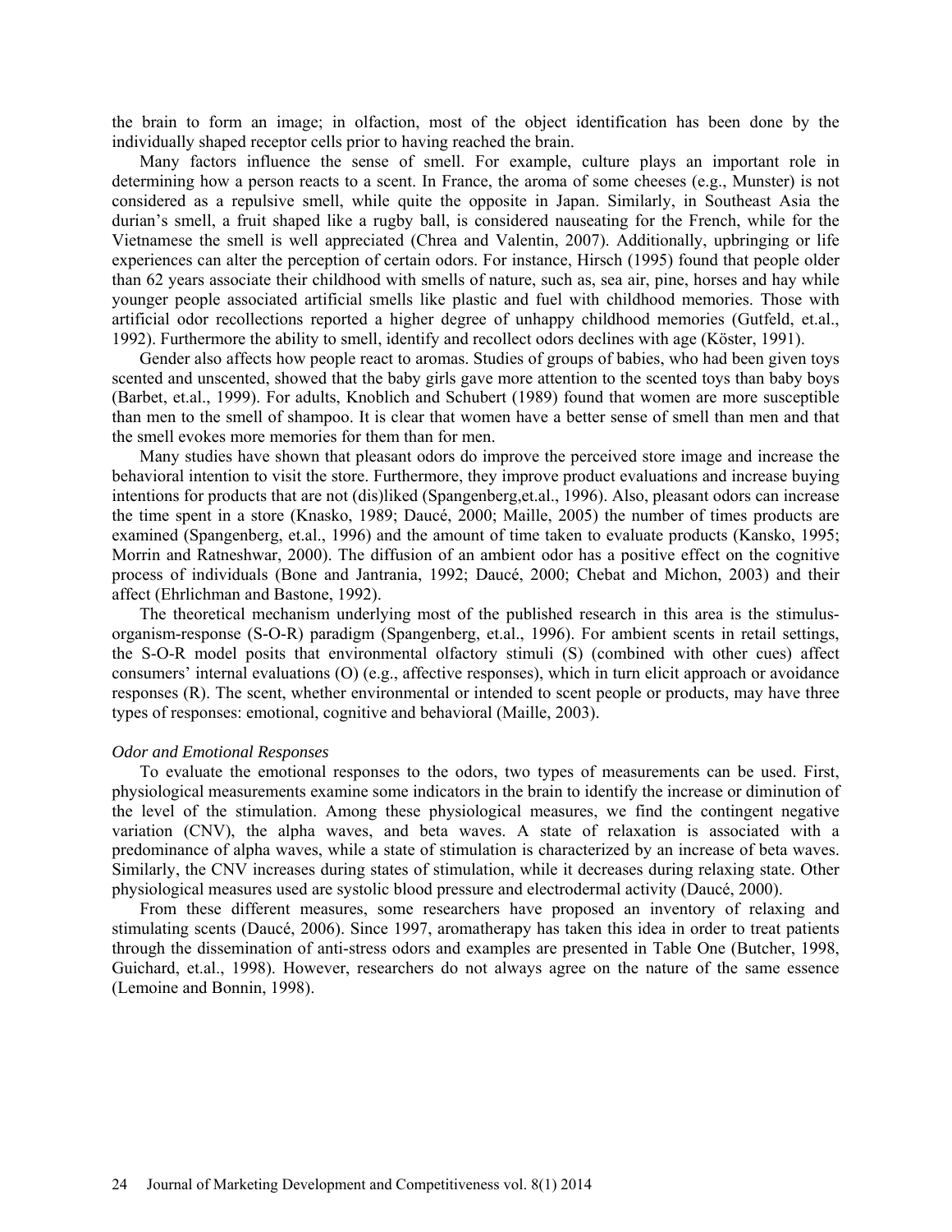the brain to form an image; in olfaction, most of the object identification has been done by the individually shaped receptor cells prior to having reached the brain.

Many factors influence the sense of smell. For example, culture plays an important role in determining how a person reacts to a scent. In France, the aroma of some cheeses (e.g., Munster) is not considered as a repulsive smell, while quite the opposite in Japan. Similarly, in Southeast Asia the durian's smell, a fruit shaped like a rugby ball, is considered nauseating for the French, while for the Vietnamese the smell is well appreciated (Chrea and Valentin, 2007). Additionally, upbringing or life experiences can alter the perception of certain odors. For instance, Hirsch (1995) found that people older than 62 years associate their childhood with smells of nature, such as, sea air, pine, horses and hay while younger people associated artificial smells like plastic and fuel with childhood memories. Those with artificial odor recollections reported a higher degree of unhappy childhood memories (Gutfeld, et.al., 1992). Furthermore the ability to smell, identify and recollect odors declines with age (Köster, 1991).

Gender also affects how people react to aromas. Studies of groups of babies, who had been given toys scented and unscented, showed that the baby girls gave more attention to the scented toys than baby boys (Barbet, et.al., 1999). For adults, Knoblich and Schubert (1989) found that women are more susceptible than men to the smell of shampoo. It is clear that women have a better sense of smell than men and that the smell evokes more memories for them than for men.

Many studies have shown that pleasant odors do improve the perceived store image and increase the behavioral intention to visit the store. Furthermore, they improve product evaluations and increase buying intentions for products that are not (dis)liked (Spangenberg,et.al., 1996). Also, pleasant odors can increase the time spent in a store (Knasko, 1989; Daucé, 2000; Maille, 2005) the number of times products are examined (Spangenberg, et.al., 1996) and the amount of time taken to evaluate products (Kansko, 1995; Morrin and Ratneshwar, 2000). The diffusion of an ambient odor has a positive effect on the cognitive process of individuals (Bone and Jantrania, 1992; Daucé, 2000; Chebat and Michon, 2003) and their affect (Ehrlichman and Bastone, 1992).

The theoretical mechanism underlying most of the published research in this area is the stimulus-organism-response (S-O-R) paradigm (Spangenberg, et.al., 1996). For ambient scents in retail settings, the S-O-R model posits that environmental olfactory stimuli (S) (combined with other cues) affect consumers' internal evaluations (O) (e.g., affective responses), which in turn elicit approach or avoidance responses (R). The scent, whether environmental or intended to scent people or products, may have three types of responses: emotional, cognitive and behavioral (Maille, 2003).

*Odor and Emotional Responses*

To evaluate the emotional responses to the odors, two types of measurements can be used. First, physiological measurements examine some indicators in the brain to identify the increase or diminution of the level of the stimulation. Among these physiological measures, we find the contingent negative variation (CNV), the alpha waves, and beta waves. A state of relaxation is associated with a predominance of alpha waves, while a state of stimulation is characterized by an increase of beta waves. Similarly, the CNV increases during states of stimulation, while it decreases during relaxing state. Other physiological measures used are systolic blood pressure and electrodermal activity (Daucé, 2000).

From these different measures, some researchers have proposed an inventory of relaxing and stimulating scents (Daucé, 2006). Since 1997, aromatherapy has taken this idea in order to treat patients through the dissemination of anti-stress odors and examples are presented in Table One (Butcher, 1998, Guichard, et.al., 1998). However, researchers do not always agree on the nature of the same essence (Lemoine and Bonnin, 1998).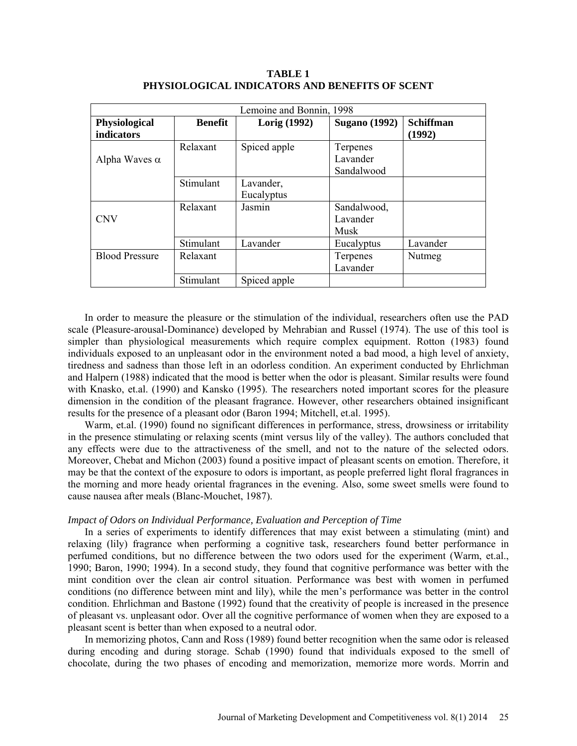**TABLE 1**
**PHYSIOLOGICAL INDICATORS AND BENEFITS OF SCENT**

| Lemoine and Bonnin, 1998 | | | | |
|---|---|---|---|---|
| **Physiological indicators** | **Benefit** | **Lorig (1992)** | **Sugano (1992)** | **Schiffman (1992)** |
| Alpha Waves $\alpha$ | Relaxant | Spiced apple | Terpenes Lavander Sandalwood | |
| | Stimulant | Lavander, Eucalyptus | | |
| CNV | Relaxant | Jasmin | Sandalwood, Lavander Musk | |
| | Stimulant | Lavander | Eucalyptus | Lavander |
| Blood Pressure | Relaxant | | Terpenes Lavander | Nutmeg |
| | Stimulant | Spiced apple | | |

In order to measure the pleasure or the stimulation of the individual, researchers often use the PAD scale (Pleasure-arousal-Dominance) developed by Mehrabian and Russel (1974). The use of this tool is simpler than physiological measurements which require complex equipment. Rotton (1983) found individuals exposed to an unpleasant odor in the environment noted a bad mood, a high level of anxiety, tiredness and sadness than those left in an odorless condition. An experiment conducted by Ehrlichman and Halpern (1988) indicated that the mood is better when the odor is pleasant. Similar results were found with Knasko, et.al. (1990) and Kansko (1995). The researchers noted important scores for the pleasure dimension in the condition of the pleasant fragrance. However, other researchers obtained insignificant results for the presence of a pleasant odor (Baron 1994; Mitchell, et.al. 1995).

Warm, et.al. (1990) found no significant differences in performance, stress, drowsiness or irritability in the presence stimulating or relaxing scents (mint versus lily of the valley). The authors concluded that any effects were due to the attractiveness of the smell, and not to the nature of the selected odors. Moreover, Chebat and Michon (2003) found a positive impact of pleasant scents on emotion. Therefore, it may be that the context of the exposure to odors is important, as people preferred light floral fragrances in the morning and more heady oriental fragrances in the evening. Also, some sweet smells were found to cause nausea after meals (Blanc-Mouchet, 1987).

*Impact of Odors on Individual Performance, Evaluation and Perception of Time*

In a series of experiments to identify differences that may exist between a stimulating (mint) and relaxing (lily) fragrance when performing a cognitive task, researchers found better performance in perfumed conditions, but no difference between the two odors used for the experiment (Warm, et.al., 1990; Baron, 1990; 1994). In a second study, they found that cognitive performance was better with the mint condition over the clean air control situation. Performance was best with women in perfumed conditions (no difference between mint and lily), while the men's performance was better in the control condition. Ehrlichman and Bastone (1992) found that the creativity of people is increased in the presence of pleasant vs. unpleasant odor. Over all the cognitive performance of women when they are exposed to a pleasant scent is better than when exposed to a neutral odor.

In memorizing photos, Cann and Ross (1989) found better recognition when the same odor is released during encoding and during storage. Schab (1990) found that individuals exposed to the smell of chocolate, during the two phases of encoding and memorization, memorize more words. Morrin and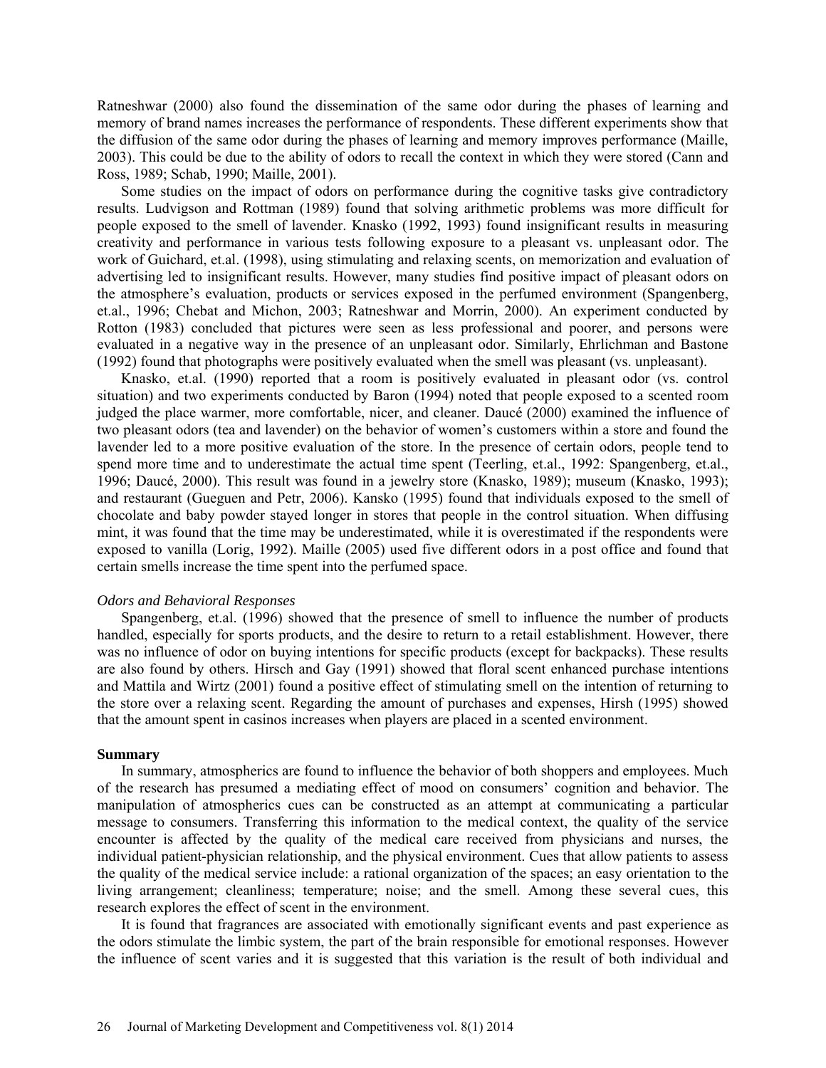Ratneshwar (2000) also found the dissemination of the same odor during the phases of learning and memory of brand names increases the performance of respondents. These different experiments show that the diffusion of the same odor during the phases of learning and memory improves performance (Maille, 2003). This could be due to the ability of odors to recall the context in which they were stored (Cann and Ross, 1989; Schab, 1990; Maille, 2001).

Some studies on the impact of odors on performance during the cognitive tasks give contradictory results. Ludvigson and Rottman (1989) found that solving arithmetic problems was more difficult for people exposed to the smell of lavender. Knasko (1992, 1993) found insignificant results in measuring creativity and performance in various tests following exposure to a pleasant vs. unpleasant odor. The work of Guichard, et.al. (1998), using stimulating and relaxing scents, on memorization and evaluation of advertising led to insignificant results. However, many studies find positive impact of pleasant odors on the atmosphere's evaluation, products or services exposed in the perfumed environment (Spangenberg, et.al., 1996; Chebat and Michon, 2003; Ratneshwar and Morrin, 2000). An experiment conducted by Rotton (1983) concluded that pictures were seen as less professional and poorer, and persons were evaluated in a negative way in the presence of an unpleasant odor. Similarly, Ehrlichman and Bastone (1992) found that photographs were positively evaluated when the smell was pleasant (vs. unpleasant).

Knasko, et.al. (1990) reported that a room is positively evaluated in pleasant odor (vs. control situation) and two experiments conducted by Baron (1994) noted that people exposed to a scented room judged the place warmer, more comfortable, nicer, and cleaner. Daucé (2000) examined the influence of two pleasant odors (tea and lavender) on the behavior of women's customers within a store and found the lavender led to a more positive evaluation of the store. In the presence of certain odors, people tend to spend more time and to underestimate the actual time spent (Teerling, et.al., 1992: Spangenberg, et.al., 1996; Daucé, 2000). This result was found in a jewelry store (Knasko, 1989); museum (Knasko, 1993); and restaurant (Gueguen and Petr, 2006). Kansko (1995) found that individuals exposed to the smell of chocolate and baby powder stayed longer in stores that people in the control situation. When diffusing mint, it was found that the time may be underestimated, while it is overestimated if the respondents were exposed to vanilla (Lorig, 1992). Maille (2005) used five different odors in a post office and found that certain smells increase the time spent into the perfumed space.

*Odors and Behavioral Responses*

Spangenberg, et.al. (1996) showed that the presence of smell to influence the number of products handled, especially for sports products, and the desire to return to a retail establishment. However, there was no influence of odor on buying intentions for specific products (except for backpacks). These results are also found by others. Hirsch and Gay (1991) showed that floral scent enhanced purchase intentions and Mattila and Wirtz (2001) found a positive effect of stimulating smell on the intention of returning to the store over a relaxing scent. Regarding the amount of purchases and expenses, Hirsh (1995) showed that the amount spent in casinos increases when players are placed in a scented environment.

**Summary**

In summary, atmospherics are found to influence the behavior of both shoppers and employees. Much of the research has presumed a mediating effect of mood on consumers' cognition and behavior. The manipulation of atmospherics cues can be constructed as an attempt at communicating a particular message to consumers. Transferring this information to the medical context, the quality of the service encounter is affected by the quality of the medical care received from physicians and nurses, the individual patient-physician relationship, and the physical environment. Cues that allow patients to assess the quality of the medical service include: a rational organization of the spaces; an easy orientation to the living arrangement; cleanliness; temperature; noise; and the smell. Among these several cues, this research explores the effect of scent in the environment.

It is found that fragrances are associated with emotionally significant events and past experience as the odors stimulate the limbic system, the part of the brain responsible for emotional responses. However the influence of scent varies and it is suggested that this variation is the result of both individual and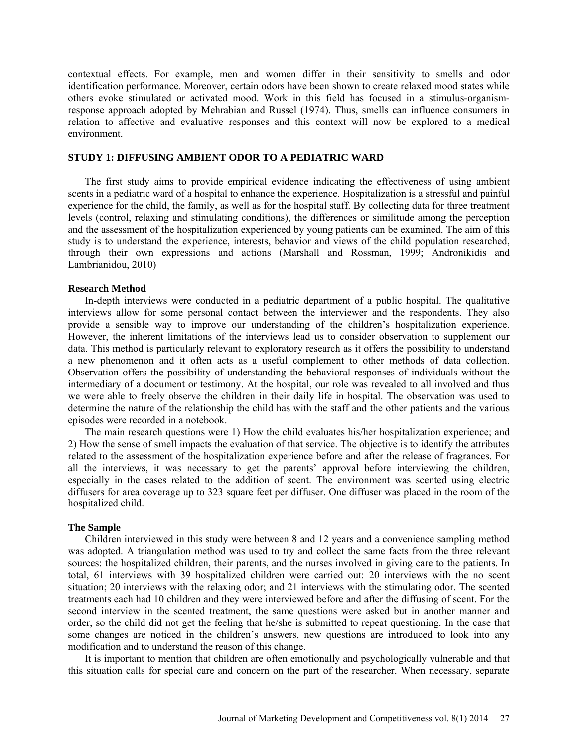contextual effects. For example, men and women differ in their sensitivity to smells and odor identification performance. Moreover, certain odors have been shown to create relaxed mood states while others evoke stimulated or activated mood. Work in this field has focused in a stimulus-organism-response approach adopted by Mehrabian and Russel (1974). Thus, smells can influence consumers in relation to affective and evaluative responses and this context will now be explored to a medical environment.

## STUDY 1: DIFFUSING AMBIENT ODOR TO A PEDIATRIC WARD

The first study aims to provide empirical evidence indicating the effectiveness of using ambient scents in a pediatric ward of a hospital to enhance the experience. Hospitalization is a stressful and painful experience for the child, the family, as well as for the hospital staff. By collecting data for three treatment levels (control, relaxing and stimulating conditions), the differences or similitude among the perception and the assessment of the hospitalization experienced by young patients can be examined. The aim of this study is to understand the experience, interests, behavior and views of the child population researched, through their own expressions and actions (Marshall and Rossman, 1999; Andronikidis and Lambrianidou, 2010)

### Research Method

In-depth interviews were conducted in a pediatric department of a public hospital. The qualitative interviews allow for some personal contact between the interviewer and the respondents. They also provide a sensible way to improve our understanding of the children's hospitalization experience. However, the inherent limitations of the interviews lead us to consider observation to supplement our data. This method is particularly relevant to exploratory research as it offers the possibility to understand a new phenomenon and it often acts as a useful complement to other methods of data collection. Observation offers the possibility of understanding the behavioral responses of individuals without the intermediary of a document or testimony. At the hospital, our role was revealed to all involved and thus we were able to freely observe the children in their daily life in hospital. The observation was used to determine the nature of the relationship the child has with the staff and the other patients and the various episodes were recorded in a notebook.

The main research questions were 1) How the child evaluates his/her hospitalization experience; and 2) How the sense of smell impacts the evaluation of that service. The objective is to identify the attributes related to the assessment of the hospitalization experience before and after the release of fragrances. For all the interviews, it was necessary to get the parents' approval before interviewing the children, especially in the cases related to the addition of scent. The environment was scented using electric diffusers for area coverage up to 323 square feet per diffuser. One diffuser was placed in the room of the hospitalized child.

### The Sample

Children interviewed in this study were between 8 and 12 years and a convenience sampling method was adopted. A triangulation method was used to try and collect the same facts from the three relevant sources: the hospitalized children, their parents, and the nurses involved in giving care to the patients. In total, 61 interviews with 39 hospitalized children were carried out: 20 interviews with the no scent situation; 20 interviews with the relaxing odor; and 21 interviews with the stimulating odor. The scented treatments each had 10 children and they were interviewed before and after the diffusing of scent. For the second interview in the scented treatment, the same questions were asked but in another manner and order, so the child did not get the feeling that he/she is submitted to repeat questioning. In the case that some changes are noticed in the children's answers, new questions are introduced to look into any modification and to understand the reason of this change.

It is important to mention that children are often emotionally and psychologically vulnerable and that this situation calls for special care and concern on the part of the researcher. When necessary, separate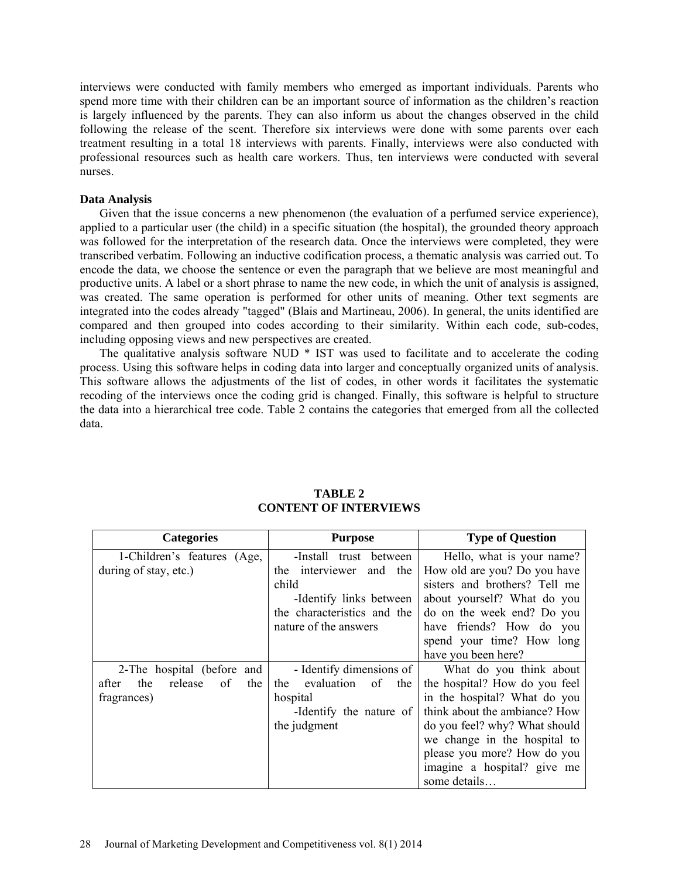interviews were conducted with family members who emerged as important individuals. Parents who spend more time with their children can be an important source of information as the children's reaction is largely influenced by the parents. They can also inform us about the changes observed in the child following the release of the scent. Therefore six interviews were done with some parents over each treatment resulting in a total 18 interviews with parents. Finally, interviews were also conducted with professional resources such as health care workers. Thus, ten interviews were conducted with several nurses.

**Data Analysis**

Given that the issue concerns a new phenomenon (the evaluation of a perfumed service experience), applied to a particular user (the child) in a specific situation (the hospital), the grounded theory approach was followed for the interpretation of the research data. Once the interviews were completed, they were transcribed verbatim. Following an inductive codification process, a thematic analysis was carried out. To encode the data, we choose the sentence or even the paragraph that we believe are most meaningful and productive units. A label or a short phrase to name the new code, in which the unit of analysis is assigned, was created. The same operation is performed for other units of meaning. Other text segments are integrated into the codes already "tagged" (Blais and Martineau, 2006). In general, the units identified are compared and then grouped into codes according to their similarity. Within each code, sub-codes, including opposing views and new perspectives are created.

The qualitative analysis software NUD * IST was used to facilitate and to accelerate the coding process. Using this software helps in coding data into larger and conceptually organized units of analysis. This software allows the adjustments of the list of codes, in other words it facilitates the systematic recoding of the interviews once the coding grid is changed. Finally, this software is helpful to structure the data into a hierarchical tree code. Table 2 contains the categories that emerged from all the collected data.

**TABLE 2**
**CONTENT OF INTERVIEWS**

| Categories | Purpose | Type of Question |
|---|---|---|
| 1-Children's features (Age, during of stay, etc.) | -Install trust between the interviewer and the child<br>-Identify links between the characteristics and the nature of the answers | Hello, what is your name? How old are you? Do you have sisters and brothers? Tell me about yourself? What do you do on the week end? Do you have friends? How do you spend your time? How long have you been here? |
| 2-The hospital (before and after the release of the fragrances) | - Identify dimensions of the evaluation of the hospital<br>-Identify the nature of the judgment | What do you think about the hospital? How do you feel in the hospital? What do you think about the ambiance? How do you feel? why? What should we change in the hospital to please you more? How do you imagine a hospital? give me some details… |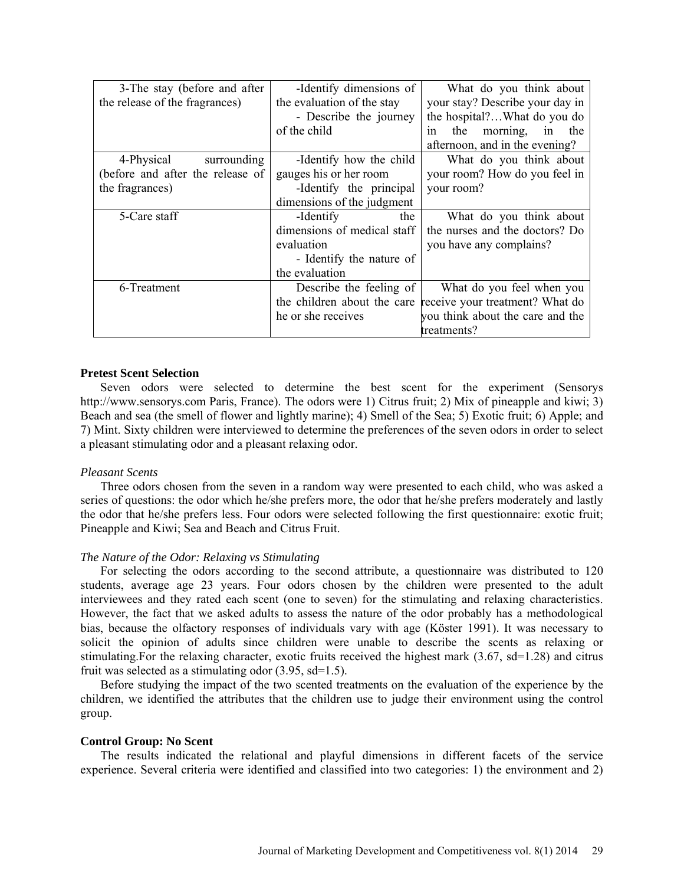| | | |
|---|---|---|
| 3-The stay (before and after the release of the fragrances) | -Identify dimensions of the evaluation of the stay<br>- Describe the journey of the child | What do you think about your stay? Describe your day in the hospital?…What do you do in the morning, in the afternoon, and in the evening? |
| 4-Physical surrounding (before and after the release of the fragrances) | -Identify how the child gauges his or her room<br>-Identify the principal dimensions of the judgment | What do you think about your room? How do you feel in your room? |
| 5-Care staff | -Identify the dimensions of medical staff evaluation<br>- Identify the nature of the evaluation | What do you think about the nurses and the doctors? Do you have any complains? |
| 6-Treatment | Describe the feeling of the children about the care he or she receives | What do you feel when you receive your treatment? What do you think about the care and the treatments? |

**Pretest Scent Selection**

Seven odors were selected to determine the best scent for the experiment (Sensorys http://www.sensorys.com Paris, France). The odors were 1) Citrus fruit; 2) Mix of pineapple and kiwi; 3) Beach and sea (the smell of flower and lightly marine); 4) Smell of the Sea; 5) Exotic fruit; 6) Apple; and 7) Mint. Sixty children were interviewed to determine the preferences of the seven odors in order to select a pleasant stimulating odor and a pleasant relaxing odor.

*Pleasant Scents*

Three odors chosen from the seven in a random way were presented to each child, who was asked a series of questions: the odor which he/she prefers more, the odor that he/she prefers moderately and lastly the odor that he/she prefers less. Four odors were selected following the first questionnaire: exotic fruit; Pineapple and Kiwi; Sea and Beach and Citrus Fruit.

*The Nature of the Odor: Relaxing vs Stimulating*

For selecting the odors according to the second attribute, a questionnaire was distributed to 120 students, average age 23 years. Four odors chosen by the children were presented to the adult interviewees and they rated each scent (one to seven) for the stimulating and relaxing characteristics. However, the fact that we asked adults to assess the nature of the odor probably has a methodological bias, because the olfactory responses of individuals vary with age (Köster 1991). It was necessary to solicit the opinion of adults since children were unable to describe the scents as relaxing or stimulating.For the relaxing character, exotic fruits received the highest mark (3.67, sd=1.28) and citrus fruit was selected as a stimulating odor (3.95, sd=1.5).

Before studying the impact of the two scented treatments on the evaluation of the experience by the children, we identified the attributes that the children use to judge their environment using the control group.

**Control Group: No Scent**

The results indicated the relational and playful dimensions in different facets of the service experience. Several criteria were identified and classified into two categories: 1) the environment and 2)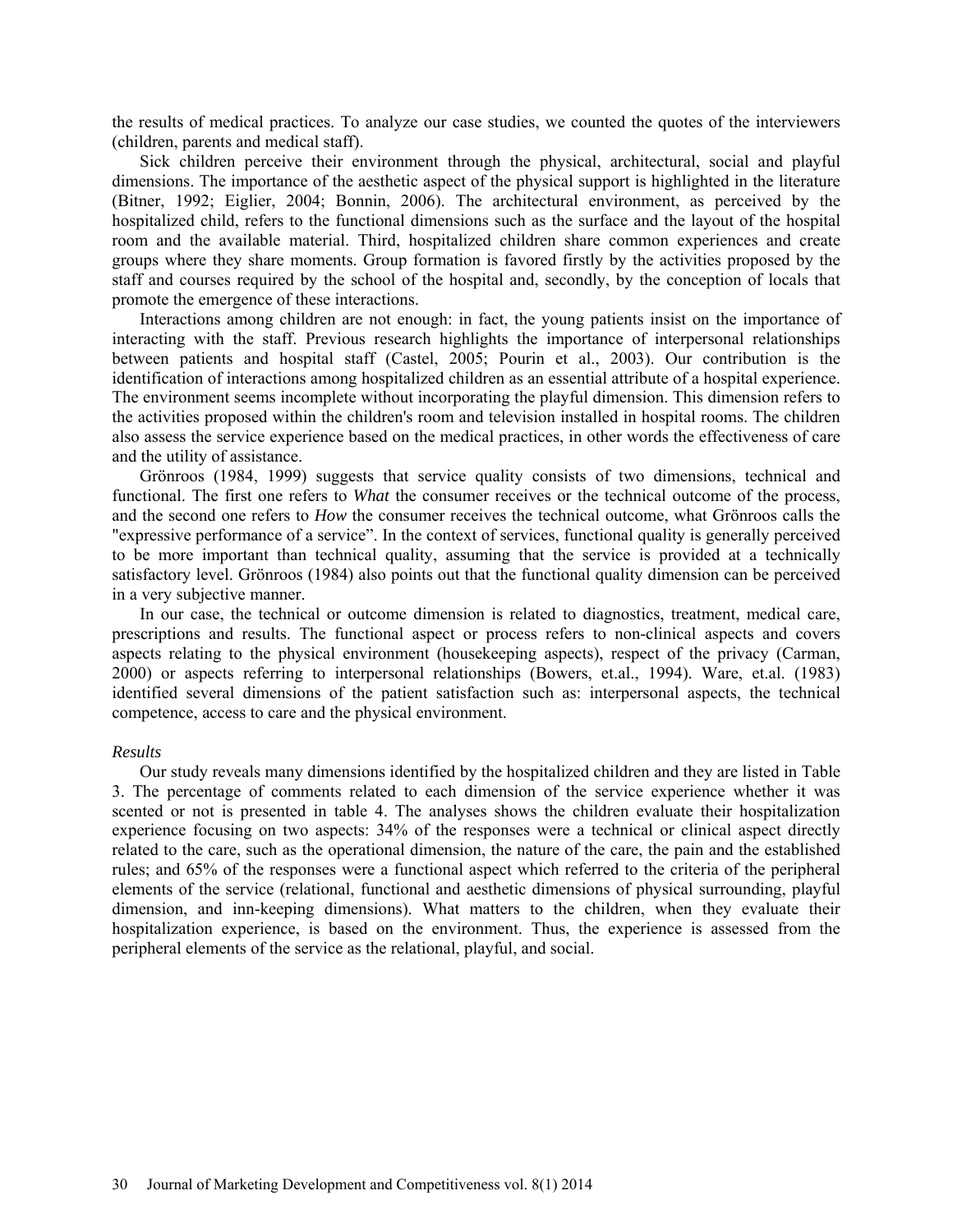the results of medical practices. To analyze our case studies, we counted the quotes of the interviewers (children, parents and medical staff).

Sick children perceive their environment through the physical, architectural, social and playful dimensions. The importance of the aesthetic aspect of the physical support is highlighted in the literature (Bitner, 1992; Eiglier, 2004; Bonnin, 2006). The architectural environment, as perceived by the hospitalized child, refers to the functional dimensions such as the surface and the layout of the hospital room and the available material. Third, hospitalized children share common experiences and create groups where they share moments. Group formation is favored firstly by the activities proposed by the staff and courses required by the school of the hospital and, secondly, by the conception of locals that promote the emergence of these interactions.

Interactions among children are not enough: in fact, the young patients insist on the importance of interacting with the staff. Previous research highlights the importance of interpersonal relationships between patients and hospital staff (Castel, 2005; Pourin et al., 2003). Our contribution is the identification of interactions among hospitalized children as an essential attribute of a hospital experience. The environment seems incomplete without incorporating the playful dimension. This dimension refers to the activities proposed within the children's room and television installed in hospital rooms. The children also assess the service experience based on the medical practices, in other words the effectiveness of care and the utility of assistance.

Grönroos (1984, 1999) suggests that service quality consists of two dimensions, technical and functional. The first one refers to *What* the consumer receives or the technical outcome of the process, and the second one refers to *How* the consumer receives the technical outcome, what Grönroos calls the "expressive performance of a service". In the context of services, functional quality is generally perceived to be more important than technical quality, assuming that the service is provided at a technically satisfactory level. Grönroos (1984) also points out that the functional quality dimension can be perceived in a very subjective manner.

In our case, the technical or outcome dimension is related to diagnostics, treatment, medical care, prescriptions and results. The functional aspect or process refers to non-clinical aspects and covers aspects relating to the physical environment (housekeeping aspects), respect of the privacy (Carman, 2000) or aspects referring to interpersonal relationships (Bowers, et.al., 1994). Ware, et.al. (1983) identified several dimensions of the patient satisfaction such as: interpersonal aspects, the technical competence, access to care and the physical environment.

*Results*

Our study reveals many dimensions identified by the hospitalized children and they are listed in Table 3. The percentage of comments related to each dimension of the service experience whether it was scented or not is presented in table 4. The analyses shows the children evaluate their hospitalization experience focusing on two aspects: 34% of the responses were a technical or clinical aspect directly related to the care, such as the operational dimension, the nature of the care, the pain and the established rules; and 65% of the responses were a functional aspect which referred to the criteria of the peripheral elements of the service (relational, functional and aesthetic dimensions of physical surrounding, playful dimension, and inn-keeping dimensions). What matters to the children, when they evaluate their hospitalization experience, is based on the environment. Thus, the experience is assessed from the peripheral elements of the service as the relational, playful, and social.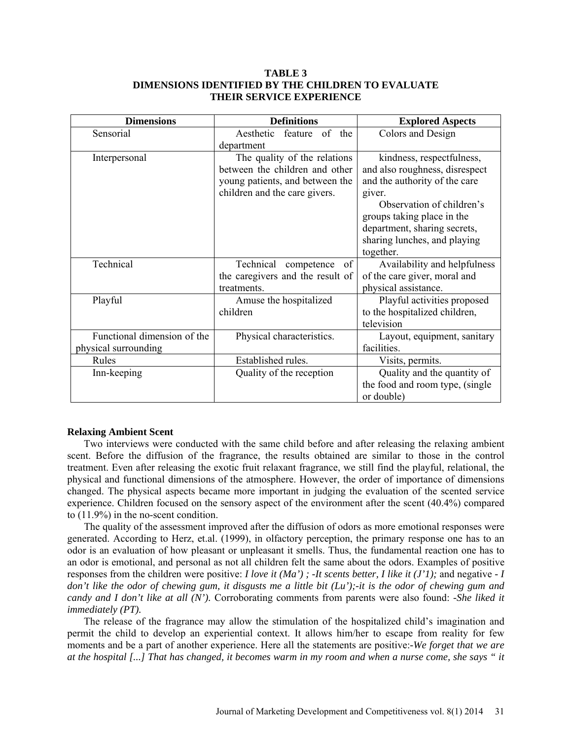**TABLE 3**
**DIMENSIONS IDENTIFIED BY THE CHILDREN TO EVALUATE THEIR SERVICE EXPERIENCE**

| Dimensions | Definitions | Explored Aspects |
|---|---|---|
| Sensorial | Aesthetic feature of the department | Colors and Design |
| Interpersonal | The quality of the relations between the children and other young patients, and between the children and the care givers. | kindness, respectfulness, and also roughness, disrespect and the authority of the care giver. Observation of children's groups taking place in the department, sharing secrets, sharing lunches, and playing together. |
| Technical | Technical competence of the caregivers and the result of treatments. | Availability and helpfulness of the care giver, moral and physical assistance. |
| Playful | Amuse the hospitalized children | Playful activities proposed to the hospitalized children, television |
| Functional dimension of the physical surrounding | Physical characteristics. | Layout, equipment, sanitary facilities. |
| Rules | Established rules. | Visits, permits. |
| Inn-keeping | Quality of the reception | Quality and the quantity of the food and room type, (single or double) |

**Relaxing Ambient Scent**

Two interviews were conducted with the same child before and after releasing the relaxing ambient scent. Before the diffusion of the fragrance, the results obtained are similar to those in the control treatment. Even after releasing the exotic fruit relaxant fragrance, we still find the playful, relational, the physical and functional dimensions of the atmosphere. However, the order of importance of dimensions changed. The physical aspects became more important in judging the evaluation of the scented service experience. Children focused on the sensory aspect of the environment after the scent (40.4%) compared to (11.9%) in the no-scent condition.

The quality of the assessment improved after the diffusion of odors as more emotional responses were generated. According to Herz, et.al. (1999), in olfactory perception, the primary response one has to an odor is an evaluation of how pleasant or unpleasant it smells. Thus, the fundamental reaction one has to an odor is emotional, and personal as not all children felt the same about the odors. Examples of positive responses from the children were positive: *I love it (Ma') ; -It scents better, I like it (J'1);* and negative *- I don't like the odor of chewing gum, it disgusts me a little bit (Lu');-it is the odor of chewing gum and candy and I don't like at all (N').* Corroborating comments from parents were also found: *-She liked it immediately (PT).*

The release of the fragrance may allow the stimulation of the hospitalized child's imagination and permit the child to develop an experiential context. It allows him/her to escape from reality for few moments and be a part of another experience. Here all the statements are positive:*-We forget that we are at the hospital [...] That has changed, it becomes warm in my room and when a nurse come, she says " it*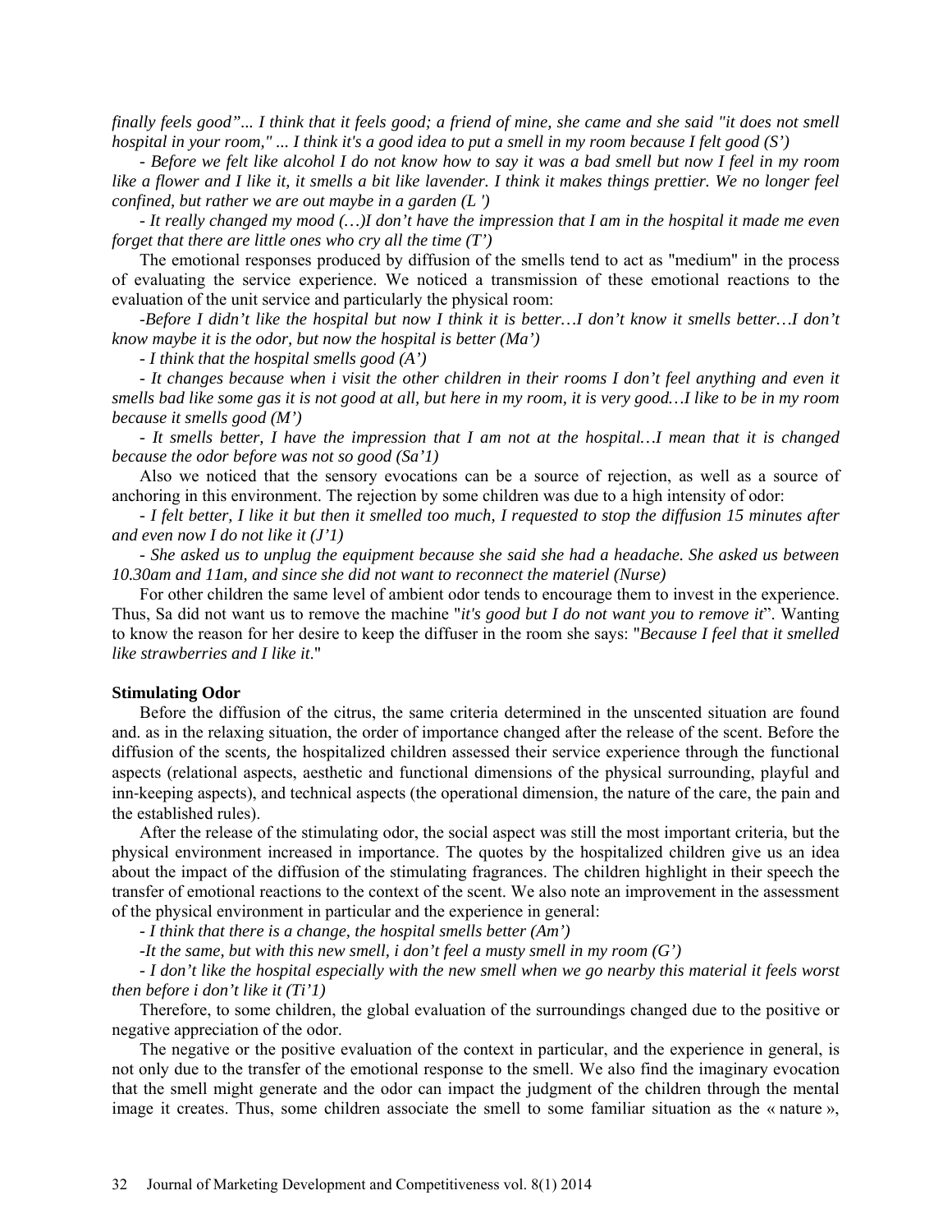*finally feels good"... I think that it feels good; a friend of mine, she came and she said "it does not smell hospital in your room," ... I think it's a good idea to put a smell in my room because I felt good (S')*

*- Before we felt like alcohol I do not know how to say it was a bad smell but now I feel in my room like a flower and I like it, it smells a bit like lavender. I think it makes things prettier. We no longer feel confined, but rather we are out maybe in a garden (L ')*

*- It really changed my mood (…)I don't have the impression that I am in the hospital it made me even forget that there are little ones who cry all the time (T')*

The emotional responses produced by diffusion of the smells tend to act as "medium" in the process of evaluating the service experience. We noticed a transmission of these emotional reactions to the evaluation of the unit service and particularly the physical room:

*-Before I didn't like the hospital but now I think it is better…I don't know it smells better…I don't know maybe it is the odor, but now the hospital is better (Ma')*

*- I think that the hospital smells good (A')*

*- It changes because when i visit the other children in their rooms I don't feel anything and even it smells bad like some gas it is not good at all, but here in my room, it is very good…I like to be in my room because it smells good (M')*

*- It smells better, I have the impression that I am not at the hospital…I mean that it is changed because the odor before was not so good (Sa'1)*

Also we noticed that the sensory evocations can be a source of rejection, as well as a source of anchoring in this environment. The rejection by some children was due to a high intensity of odor:

*- I felt better, I like it but then it smelled too much, I requested to stop the diffusion 15 minutes after and even now I do not like it (J'1)*

*- She asked us to unplug the equipment because she said she had a headache. She asked us between 10.30am and 11am, and since she did not want to reconnect the materiel (Nurse)*

For other children the same level of ambient odor tends to encourage them to invest in the experience. Thus, Sa did not want us to remove the machine "*it's good but I do not want you to remove it*". Wanting to know the reason for her desire to keep the diffuser in the room she says: "*Because I feel that it smelled like strawberries and I like it.*"

**Stimulating Odor**

Before the diffusion of the citrus, the same criteria determined in the unscented situation are found and. as in the relaxing situation, the order of importance changed after the release of the scent. Before the diffusion of the scents, the hospitalized children assessed their service experience through the functional aspects (relational aspects, aesthetic and functional dimensions of the physical surrounding, playful and inn-keeping aspects), and technical aspects (the operational dimension, the nature of the care, the pain and the established rules).

After the release of the stimulating odor, the social aspect was still the most important criteria, but the physical environment increased in importance. The quotes by the hospitalized children give us an idea about the impact of the diffusion of the stimulating fragrances. The children highlight in their speech the transfer of emotional reactions to the context of the scent. We also note an improvement in the assessment of the physical environment in particular and the experience in general:

*- I think that there is a change, the hospital smells better (Am')*

*-It the same, but with this new smell, i don't feel a musty smell in my room (G')*

*- I don't like the hospital especially with the new smell when we go nearby this material it feels worst then before i don't like it (Ti'1)*

Therefore, to some children, the global evaluation of the surroundings changed due to the positive or negative appreciation of the odor.

The negative or the positive evaluation of the context in particular, and the experience in general, is not only due to the transfer of the emotional response to the smell. We also find the imaginary evocation that the smell might generate and the odor can impact the judgment of the children through the mental image it creates. Thus, some children associate the smell to some familiar situation as the « nature »,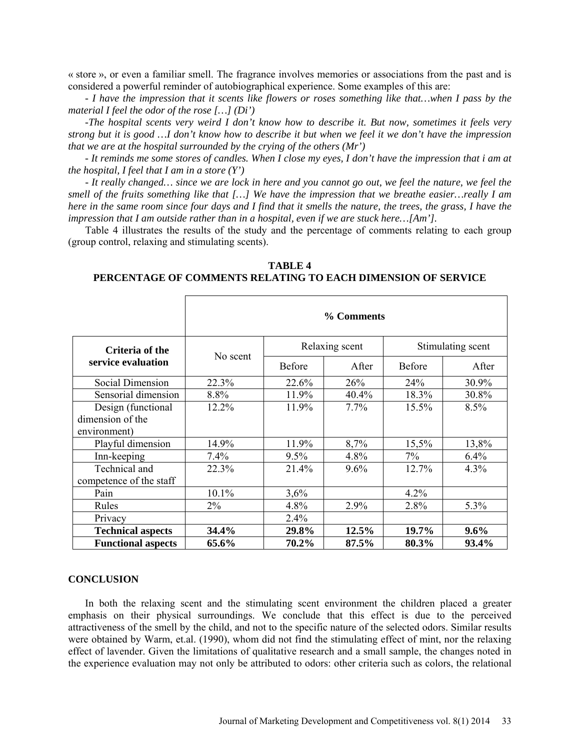« store », or even a familiar smell. The fragrance involves memories or associations from the past and is considered a powerful reminder of autobiographical experience. Some examples of this are:

- *I have the impression that it scents like flowers or roses something like that…when I pass by the material I feel the odor of the rose […] (Di')*

-*The hospital scents very weird I don't know how to describe it. But now, sometimes it feels very strong but it is good …I don't know how to describe it but when we feel it we don't have the impression that we are at the hospital surrounded by the crying of the others (Mr')*

- *It reminds me some stores of candles. When I close my eyes, I don't have the impression that i am at the hospital, I feel that I am in a store (Y')*

- *It really changed… since we are lock in here and you cannot go out, we feel the nature, we feel the smell of the fruits something like that […] We have the impression that we breathe easier…really I am here in the same room since four days and I find that it smells the nature, the trees, the grass, I have the impression that I am outside rather than in a hospital, even if we are stuck here…[Am'].*

Table 4 illustrates the results of the study and the percentage of comments relating to each group (group control, relaxing and stimulating scents).

**TABLE 4**
**PERCENTAGE OF COMMENTS RELATING TO EACH DIMENSION OF SERVICE**

| | % Comments | | | | |
|---|---|---|---|---|---|
| **Criteria of the service evaluation** | No scent | Relaxing scent | | Stimulating scent | |
| | | Before | After | Before | After |
| Social Dimension | 22.3% | 22.6% | 26% | 24% | 30.9% |
| Sensorial dimension | 8.8% | 11.9% | 40.4% | 18.3% | 30.8% |
| Design (functional dimension of the environment) | 12.2% | 11.9% | 7.7% | 15.5% | 8.5% |
| Playful dimension | 14.9% | 11.9% | 8,7% | 15,5% | 13,8% |
| Inn-keeping | 7.4% | 9.5% | 4.8% | 7% | 6.4% |
| Technical and competence of the staff | 22.3% | 21.4% | 9.6% | 12.7% | 4.3% |
| Pain | 10.1% | 3,6% | | 4.2% | |
| Rules | 2% | 4.8% | 2.9% | 2.8% | 5.3% |
| Privacy | | 2.4% | | | |
| **Technical aspects** | **34.4%** | **29.8%** | **12.5%** | **19.7%** | **9.6%** |
| **Functional aspects** | **65.6%** | **70.2%** | **87.5%** | **80.3%** | **93.4%** |

## CONCLUSION

In both the relaxing scent and the stimulating scent environment the children placed a greater emphasis on their physical surroundings. We conclude that this effect is due to the perceived attractiveness of the smell by the child, and not to the specific nature of the selected odors. Similar results were obtained by Warm, et.al. (1990), whom did not find the stimulating effect of mint, nor the relaxing effect of lavender. Given the limitations of qualitative research and a small sample, the changes noted in the experience evaluation may not only be attributed to odors: other criteria such as colors, the relational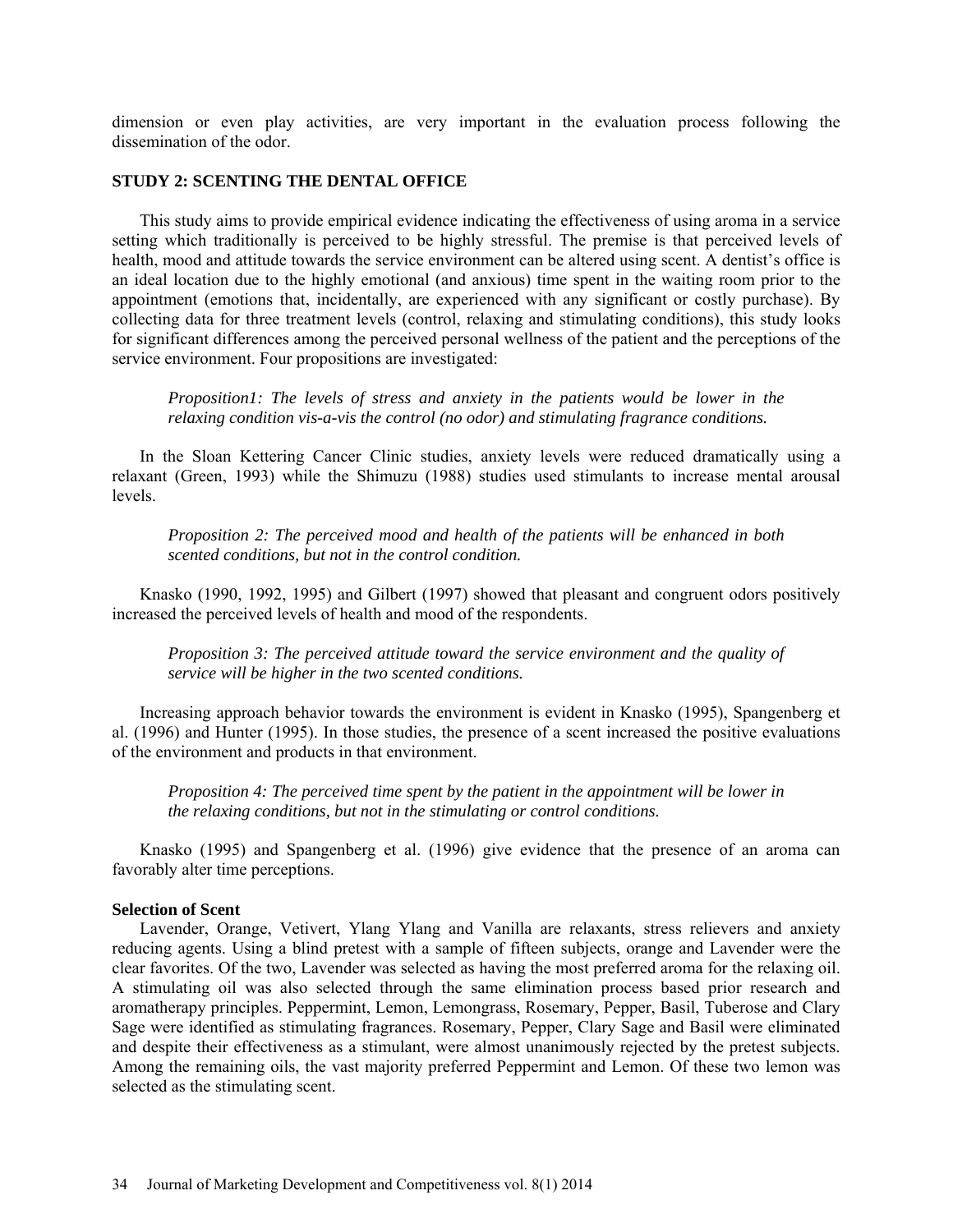dimension or even play activities, are very important in the evaluation process following the dissemination of the odor.

## STUDY 2: SCENTING THE DENTAL OFFICE

This study aims to provide empirical evidence indicating the effectiveness of using aroma in a service setting which traditionally is perceived to be highly stressful. The premise is that perceived levels of health, mood and attitude towards the service environment can be altered using scent. A dentist's office is an ideal location due to the highly emotional (and anxious) time spent in the waiting room prior to the appointment (emotions that, incidentally, are experienced with any significant or costly purchase). By collecting data for three treatment levels (control, relaxing and stimulating conditions), this study looks for significant differences among the perceived personal wellness of the patient and the perceptions of the service environment. Four propositions are investigated:

*Proposition1: The levels of stress and anxiety in the patients would be lower in the relaxing condition vis-a-vis the control (no odor) and stimulating fragrance conditions.*

In the Sloan Kettering Cancer Clinic studies, anxiety levels were reduced dramatically using a relaxant (Green, 1993) while the Shimuzu (1988) studies used stimulants to increase mental arousal levels.

*Proposition 2: The perceived mood and health of the patients will be enhanced in both scented conditions, but not in the control condition.*

Knasko (1990, 1992, 1995) and Gilbert (1997) showed that pleasant and congruent odors positively increased the perceived levels of health and mood of the respondents.

*Proposition 3: The perceived attitude toward the service environment and the quality of service will be higher in the two scented conditions.*

Increasing approach behavior towards the environment is evident in Knasko (1995), Spangenberg et al. (1996) and Hunter (1995). In those studies, the presence of a scent increased the positive evaluations of the environment and products in that environment.

*Proposition 4: The perceived time spent by the patient in the appointment will be lower in the relaxing conditions, but not in the stimulating or control conditions.*

Knasko (1995) and Spangenberg et al. (1996) give evidence that the presence of an aroma can favorably alter time perceptions.

### Selection of Scent

Lavender, Orange, Vetivert, Ylang Ylang and Vanilla are relaxants, stress relievers and anxiety reducing agents. Using a blind pretest with a sample of fifteen subjects, orange and Lavender were the clear favorites. Of the two, Lavender was selected as having the most preferred aroma for the relaxing oil. A stimulating oil was also selected through the same elimination process based prior research and aromatherapy principles. Peppermint, Lemon, Lemongrass, Rosemary, Pepper, Basil, Tuberose and Clary Sage were identified as stimulating fragrances. Rosemary, Pepper, Clary Sage and Basil were eliminated and despite their effectiveness as a stimulant, were almost unanimously rejected by the pretest subjects. Among the remaining oils, the vast majority preferred Peppermint and Lemon. Of these two lemon was selected as the stimulating scent.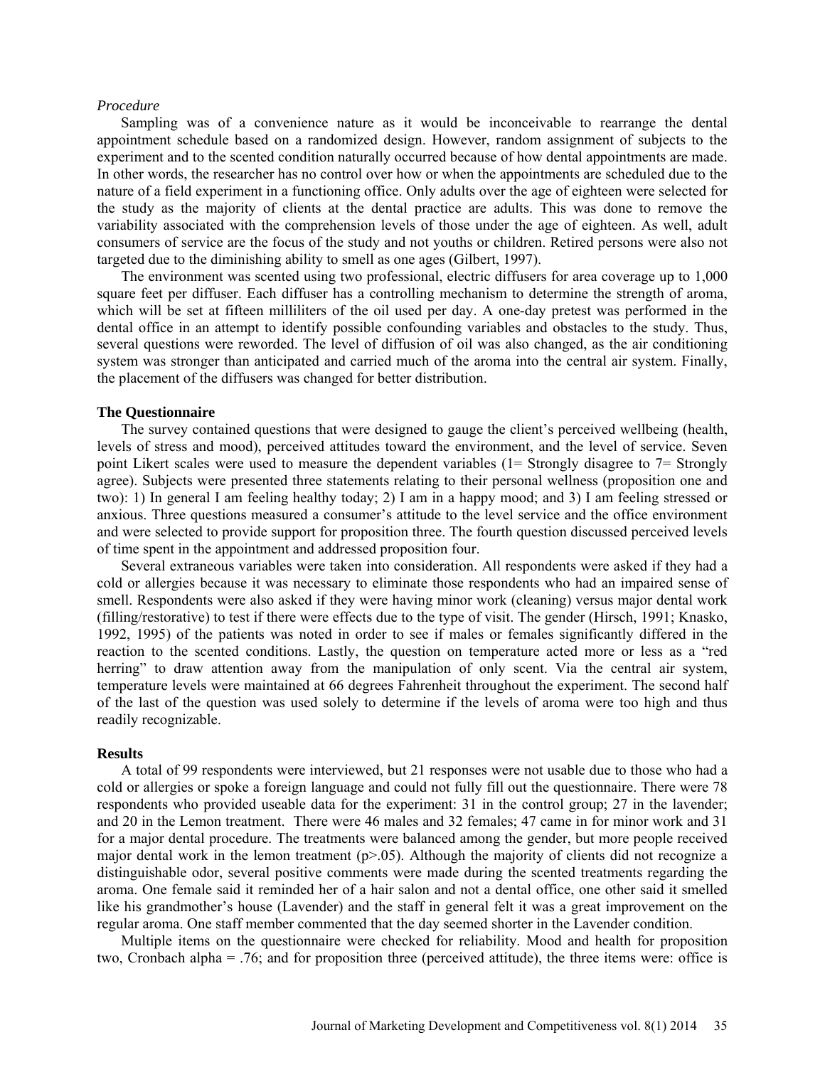*Procedure*

Sampling was of a convenience nature as it would be inconceivable to rearrange the dental appointment schedule based on a randomized design. However, random assignment of subjects to the experiment and to the scented condition naturally occurred because of how dental appointments are made. In other words, the researcher has no control over how or when the appointments are scheduled due to the nature of a field experiment in a functioning office. Only adults over the age of eighteen were selected for the study as the majority of clients at the dental practice are adults. This was done to remove the variability associated with the comprehension levels of those under the age of eighteen. As well, adult consumers of service are the focus of the study and not youths or children. Retired persons were also not targeted due to the diminishing ability to smell as one ages (Gilbert, 1997).

The environment was scented using two professional, electric diffusers for area coverage up to 1,000 square feet per diffuser. Each diffuser has a controlling mechanism to determine the strength of aroma, which will be set at fifteen milliliters of the oil used per day. A one-day pretest was performed in the dental office in an attempt to identify possible confounding variables and obstacles to the study. Thus, several questions were reworded. The level of diffusion of oil was also changed, as the air conditioning system was stronger than anticipated and carried much of the aroma into the central air system. Finally, the placement of the diffusers was changed for better distribution.

**The Questionnaire**

The survey contained questions that were designed to gauge the client's perceived wellbeing (health, levels of stress and mood), perceived attitudes toward the environment, and the level of service. Seven point Likert scales were used to measure the dependent variables (1= Strongly disagree to 7= Strongly agree). Subjects were presented three statements relating to their personal wellness (proposition one and two): 1) In general I am feeling healthy today; 2) I am in a happy mood; and 3) I am feeling stressed or anxious. Three questions measured a consumer's attitude to the level service and the office environment and were selected to provide support for proposition three. The fourth question discussed perceived levels of time spent in the appointment and addressed proposition four.

Several extraneous variables were taken into consideration. All respondents were asked if they had a cold or allergies because it was necessary to eliminate those respondents who had an impaired sense of smell. Respondents were also asked if they were having minor work (cleaning) versus major dental work (filling/restorative) to test if there were effects due to the type of visit. The gender (Hirsch, 1991; Knasko, 1992, 1995) of the patients was noted in order to see if males or females significantly differed in the reaction to the scented conditions. Lastly, the question on temperature acted more or less as a "red herring" to draw attention away from the manipulation of only scent. Via the central air system, temperature levels were maintained at 66 degrees Fahrenheit throughout the experiment. The second half of the last of the question was used solely to determine if the levels of aroma were too high and thus readily recognizable.

**Results**

A total of 99 respondents were interviewed, but 21 responses were not usable due to those who had a cold or allergies or spoke a foreign language and could not fully fill out the questionnaire. There were 78 respondents who provided useable data for the experiment: 31 in the control group; 27 in the lavender; and 20 in the Lemon treatment. There were 46 males and 32 females; 47 came in for minor work and 31 for a major dental procedure. The treatments were balanced among the gender, but more people received major dental work in the lemon treatment ($p>.05$). Although the majority of clients did not recognize a distinguishable odor, several positive comments were made during the scented treatments regarding the aroma. One female said it reminded her of a hair salon and not a dental office, one other said it smelled like his grandmother's house (Lavender) and the staff in general felt it was a great improvement on the regular aroma. One staff member commented that the day seemed shorter in the Lavender condition.

Multiple items on the questionnaire were checked for reliability. Mood and health for proposition two, Cronbach alpha = .76; and for proposition three (perceived attitude), the three items were: office is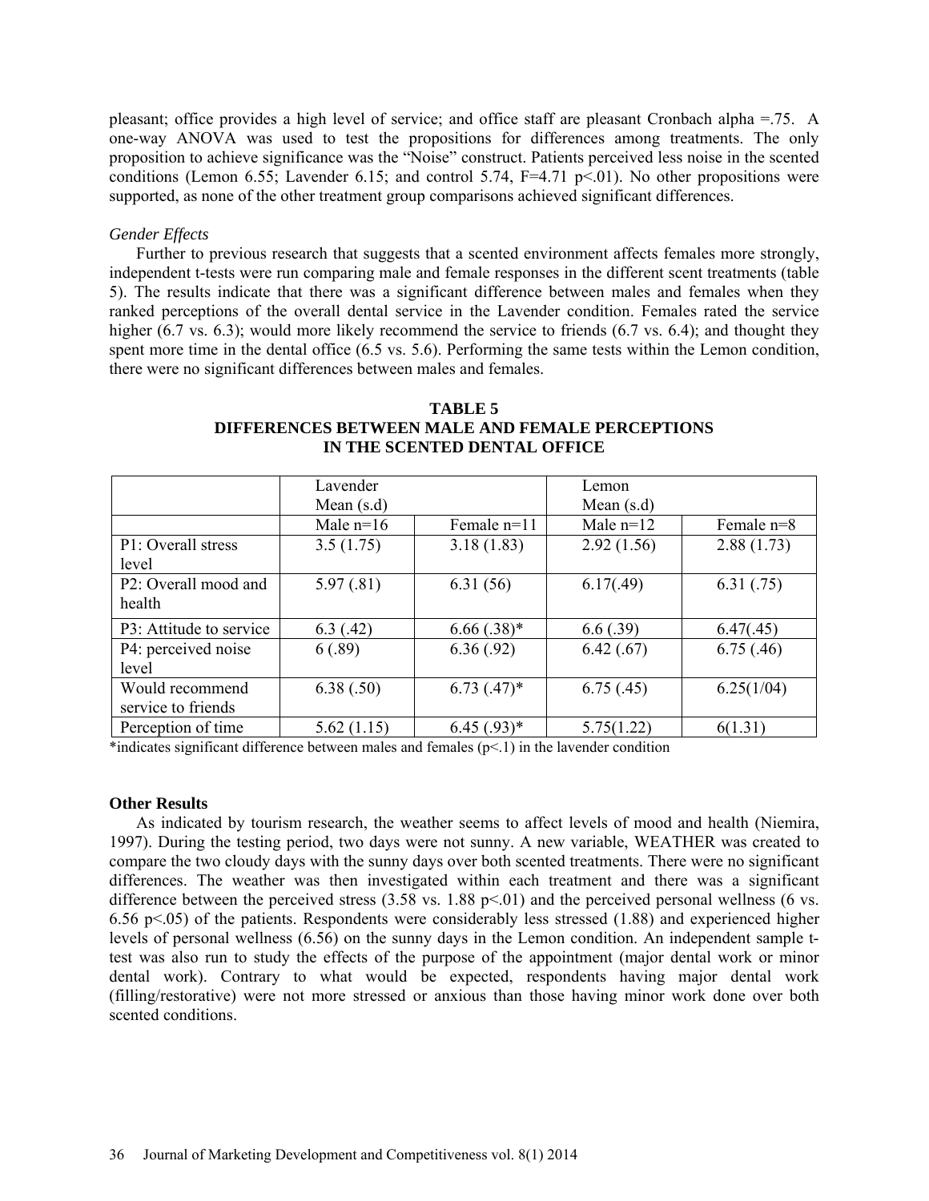pleasant; office provides a high level of service; and office staff are pleasant Cronbach alpha =.75. A one-way ANOVA was used to test the propositions for differences among treatments. The only proposition to achieve significance was the "Noise" construct. Patients perceived less noise in the scented conditions (Lemon 6.55; Lavender 6.15; and control 5.74, $F=4.71$ $p<.01$). No other propositions were supported, as none of the other treatment group comparisons achieved significant differences.

*Gender Effects*

Further to previous research that suggests that a scented environment affects females more strongly, independent t-tests were run comparing male and female responses in the different scent treatments (table 5). The results indicate that there was a significant difference between males and females when they ranked perceptions of the overall dental service in the Lavender condition. Females rated the service higher (6.7 vs. 6.3); would more likely recommend the service to friends (6.7 vs. 6.4); and thought they spent more time in the dental office (6.5 vs. 5.6). Performing the same tests within the Lemon condition, there were no significant differences between males and females.

**TABLE 5**
**DIFFERENCES BETWEEN MALE AND FEMALE PERCEPTIONS IN THE SCENTED DENTAL OFFICE**

| | Lavender Mean (s.d) | | Lemon Mean (s.d) | |
|---|---|---|---|---|
| | Male n=16 | Female n=11 | Male n=12 | Female n=8 |
| P1: Overall stress level | 3.5 (1.75) | 3.18 (1.83) | 2.92 (1.56) | 2.88 (1.73) |
| P2: Overall mood and health | 5.97 (.81) | 6.31 (56) | 6.17(.49) | 6.31 (.75) |
| P3: Attitude to service | 6.3 (.42) | 6.66 (.38)* | 6.6 (.39) | 6.47(.45) |
| P4: perceived noise level | 6 (.89) | 6.36 (.92) | 6.42 (.67) | 6.75 (.46) |
| Would recommend service to friends | 6.38 (.50) | 6.73 (.47)* | 6.75 (.45) | 6.25(1/04) |
| Perception of time | 5.62 (1.15) | 6.45 (.93)* | 5.75(1.22) | 6(1.31) |

*indicates significant difference between males and females ($p<.1$) in the lavender condition

**Other Results**

As indicated by tourism research, the weather seems to affect levels of mood and health (Niemira, 1997). During the testing period, two days were not sunny. A new variable, WEATHER was created to compare the two cloudy days with the sunny days over both scented treatments. There were no significant differences. The weather was then investigated within each treatment and there was a significant difference between the perceived stress (3.58 vs. 1.88 $p<.01$) and the perceived personal wellness (6 vs. 6.56 $p<.05$) of the patients. Respondents were considerably less stressed (1.88) and experienced higher levels of personal wellness (6.56) on the sunny days in the Lemon condition. An independent sample t-test was also run to study the effects of the purpose of the appointment (major dental work or minor dental work). Contrary to what would be expected, respondents having major dental work (filling/restorative) were not more stressed or anxious than those having minor work done over both scented conditions.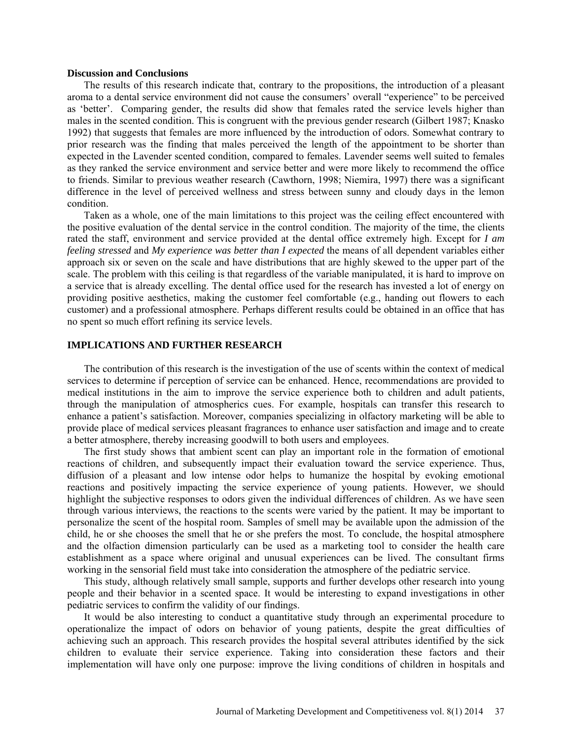**Discussion and Conclusions**

The results of this research indicate that, contrary to the propositions, the introduction of a pleasant aroma to a dental service environment did not cause the consumers' overall "experience" to be perceived as 'better'. Comparing gender, the results did show that females rated the service levels higher than males in the scented condition. This is congruent with the previous gender research (Gilbert 1987; Knasko 1992) that suggests that females are more influenced by the introduction of odors. Somewhat contrary to prior research was the finding that males perceived the length of the appointment to be shorter than expected in the Lavender scented condition, compared to females. Lavender seems well suited to females as they ranked the service environment and service better and were more likely to recommend the office to friends. Similar to previous weather research (Cawthorn, 1998; Niemira, 1997) there was a significant difference in the level of perceived wellness and stress between sunny and cloudy days in the lemon condition.

Taken as a whole, one of the main limitations to this project was the ceiling effect encountered with the positive evaluation of the dental service in the control condition. The majority of the time, the clients rated the staff, environment and service provided at the dental office extremely high. Except for *I am feeling stressed* and *My experience was better than I expected* the means of all dependent variables either approach six or seven on the scale and have distributions that are highly skewed to the upper part of the scale. The problem with this ceiling is that regardless of the variable manipulated, it is hard to improve on a service that is already excelling. The dental office used for the research has invested a lot of energy on providing positive aesthetics, making the customer feel comfortable (e.g., handing out flowers to each customer) and a professional atmosphere. Perhaps different results could be obtained in an office that has no spent so much effort refining its service levels.

## IMPLICATIONS AND FURTHER RESEARCH

The contribution of this research is the investigation of the use of scents within the context of medical services to determine if perception of service can be enhanced. Hence, recommendations are provided to medical institutions in the aim to improve the service experience both to children and adult patients, through the manipulation of atmospherics cues. For example, hospitals can transfer this research to enhance a patient's satisfaction. Moreover, companies specializing in olfactory marketing will be able to provide place of medical services pleasant fragrances to enhance user satisfaction and image and to create a better atmosphere, thereby increasing goodwill to both users and employees.

The first study shows that ambient scent can play an important role in the formation of emotional reactions of children, and subsequently impact their evaluation toward the service experience. Thus, diffusion of a pleasant and low intense odor helps to humanize the hospital by evoking emotional reactions and positively impacting the service experience of young patients. However, we should highlight the subjective responses to odors given the individual differences of children. As we have seen through various interviews, the reactions to the scents were varied by the patient. It may be important to personalize the scent of the hospital room. Samples of smell may be available upon the admission of the child, he or she chooses the smell that he or she prefers the most. To conclude, the hospital atmosphere and the olfaction dimension particularly can be used as a marketing tool to consider the health care establishment as a space where original and unusual experiences can be lived. The consultant firms working in the sensorial field must take into consideration the atmosphere of the pediatric service.

This study, although relatively small sample, supports and further develops other research into young people and their behavior in a scented space. It would be interesting to expand investigations in other pediatric services to confirm the validity of our findings.

It would be also interesting to conduct a quantitative study through an experimental procedure to operationalize the impact of odors on behavior of young patients, despite the great difficulties of achieving such an approach. This research provides the hospital several attributes identified by the sick children to evaluate their service experience. Taking into consideration these factors and their implementation will have only one purpose: improve the living conditions of children in hospitals and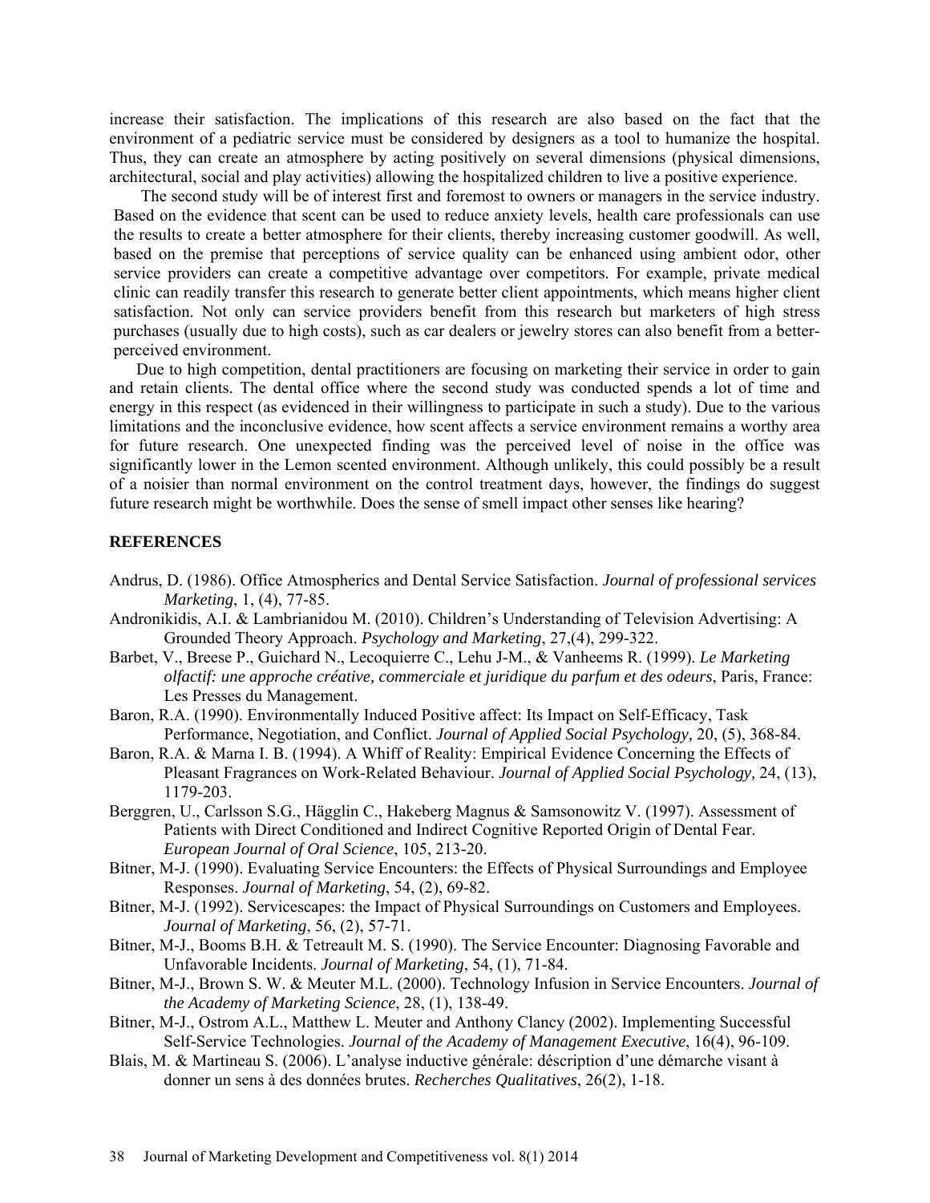increase their satisfaction. The implications of this research are also based on the fact that the environment of a pediatric service must be considered by designers as a tool to humanize the hospital. Thus, they can create an atmosphere by acting positively on several dimensions (physical dimensions, architectural, social and play activities) allowing the hospitalized children to live a positive experience.

The second study will be of interest first and foremost to owners or managers in the service industry. Based on the evidence that scent can be used to reduce anxiety levels, health care professionals can use the results to create a better atmosphere for their clients, thereby increasing customer goodwill. As well, based on the premise that perceptions of service quality can be enhanced using ambient odor, other service providers can create a competitive advantage over competitors. For example, private medical clinic can readily transfer this research to generate better client appointments, which means higher client satisfaction. Not only can service providers benefit from this research but marketers of high stress purchases (usually due to high costs), such as car dealers or jewelry stores can also benefit from a better-perceived environment.

Due to high competition, dental practitioners are focusing on marketing their service in order to gain and retain clients. The dental office where the second study was conducted spends a lot of time and energy in this respect (as evidenced in their willingness to participate in such a study). Due to the various limitations and the inconclusive evidence, how scent affects a service environment remains a worthy area for future research. One unexpected finding was the perceived level of noise in the office was significantly lower in the Lemon scented environment. Although unlikely, this could possibly be a result of a noisier than normal environment on the control treatment days, however, the findings do suggest future research might be worthwhile. Does the sense of smell impact other senses like hearing?

## REFERENCES

Andrus, D. (1986). Office Atmospherics and Dental Service Satisfaction. *Journal of professional services Marketing*, 1, (4), 77-85.

Andronikidis, A.I. & Lambrianidou M. (2010). Children's Understanding of Television Advertising: A Grounded Theory Approach. *Psychology and Marketing*, 27,(4), 299-322.

Barbet, V., Breese P., Guichard N., Lecoquierre C., Lehu J-M., & Vanheems R. (1999). *Le Marketing olfactif: une approche créative, commerciale et juridique du parfum et des odeurs*, Paris, France: Les Presses du Management.

Baron, R.A. (1990). Environmentally Induced Positive affect: Its Impact on Self-Efficacy, Task Performance, Negotiation, and Conflict. *Journal of Applied Social Psychology,* 20, (5), 368-84.

Baron, R.A. & Marna I. B. (1994). A Whiff of Reality: Empirical Evidence Concerning the Effects of Pleasant Fragrances on Work-Related Behaviour. *Journal of Applied Social Psychology,* 24, (13), 1179-203.

Berggren, U., Carlsson S.G., Hägglin C., Hakeberg Magnus & Samsonowitz V. (1997). Assessment of Patients with Direct Conditioned and Indirect Cognitive Reported Origin of Dental Fear. *European Journal of Oral Science*, 105, 213-20.

Bitner, M-J. (1990). Evaluating Service Encounters: the Effects of Physical Surroundings and Employee Responses. *Journal of Marketing*, 54, (2), 69-82.

Bitner, M-J. (1992). Servicescapes: the Impact of Physical Surroundings on Customers and Employees. *Journal of Marketing*, 56, (2), 57-71.

Bitner, M-J., Booms B.H. & Tetreault M. S. (1990). The Service Encounter: Diagnosing Favorable and Unfavorable Incidents. *Journal of Marketing*, 54, (1), 71-84.

Bitner, M-J., Brown S. W. & Meuter M.L. (2000). Technology Infusion in Service Encounters. *Journal of the Academy of Marketing Science*, 28, (1), 138-49.

Bitner, M-J., Ostrom A.L., Matthew L. Meuter and Anthony Clancy (2002). Implementing Successful Self-Service Technologies. *Journal of the Academy of Management Executive*, 16(4), 96-109.

Blais, M. & Martineau S. (2006). L'analyse inductive générale: déscription d'une démarche visant à donner un sens à des données brutes. *Recherches Qualitatives*, 26(2), 1-18.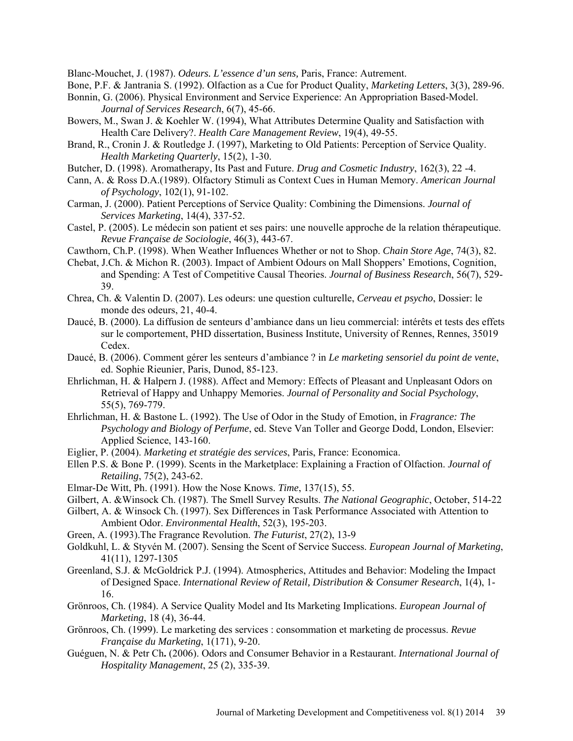Blanc-Mouchet, J. (1987). *Odeurs. L'essence d'un sens,* Paris, France: Autrement.

Bone, P.F. & Jantrania S. (1992). Olfaction as a Cue for Product Quality, *Marketing Letters*, 3(3), 289-96.

Bonnin, G. (2006). Physical Environment and Service Experience: An Appropriation Based-Model. *Journal of Services Research*, 6(7), 45-66.

Bowers, M., Swan J. & Koehler W. (1994), What Attributes Determine Quality and Satisfaction with Health Care Delivery?. *Health Care Management Review*, 19(4), 49-55.

Brand, R., Cronin J. & Routledge J. (1997), Marketing to Old Patients: Perception of Service Quality. *Health Marketing Quarterly*, 15(2), 1-30.

Butcher, D. (1998). Aromatherapy, Its Past and Future. *Drug and Cosmetic Industry*, 162(3), 22 -4.

Cann, A. & Ross D.A.(1989). Olfactory Stimuli as Context Cues in Human Memory. *American Journal of Psychology*, 102(1), 91-102.

Carman, J. (2000). Patient Perceptions of Service Quality: Combining the Dimensions. *Journal of Services Marketing*, 14(4), 337-52.

Castel, P. (2005). Le médecin son patient et ses pairs: une nouvelle approche de la relation thérapeutique. *Revue Française de Sociologie*, 46(3), 443-67.

Cawthorn, Ch.P. (1998). When Weather Influences Whether or not to Shop. *Chain Store Age*, 74(3), 82.

Chebat, J.Ch. & Michon R. (2003). Impact of Ambient Odours on Mall Shoppers' Emotions, Cognition, and Spending: A Test of Competitive Causal Theories. *Journal of Business Research*, 56(7), 529-39.

Chrea, Ch. & Valentin D. (2007). Les odeurs: une question culturelle, *Cerveau et psycho*, Dossier: le monde des odeurs, 21, 40-4.

Daucé, B. (2000). La diffusion de senteurs d'ambiance dans un lieu commercial: intérêts et tests des effets sur le comportement, PHD dissertation, Business Institute, University of Rennes, Rennes, 35019 Cedex.

Daucé, B. (2006). Comment gérer les senteurs d'ambiance ? in *Le marketing sensoriel du point de vente*, ed. Sophie Rieunier, Paris, Dunod, 85-123.

Ehrlichman, H. & Halpern J. (1988). Affect and Memory: Effects of Pleasant and Unpleasant Odors on Retrieval of Happy and Unhappy Memories. *Journal of Personality and Social Psychology*, 55(5), 769-779.

Ehrlichman, H. & Bastone L. (1992). The Use of Odor in the Study of Emotion, in *Fragrance: The Psychology and Biology of Perfume*, ed. Steve Van Toller and George Dodd, London, Elsevier: Applied Science, 143-160.

Eiglier, P. (2004). *Marketing et stratégie des services*, Paris, France: Economica.

Ellen P.S. & Bone P. (1999). Scents in the Marketplace: Explaining a Fraction of Olfaction. *Journal of Retailing*, 75(2), 243-62.

Elmar-De Witt, Ph. (1991). How the Nose Knows. *Time*, 137(15), 55.

Gilbert, A. &Winsock Ch. (1987). The Smell Survey Results. *The National Geographic*, October, 514-22

Gilbert, A. & Winsock Ch. (1997). Sex Differences in Task Performance Associated with Attention to Ambient Odor. *Environmental Health*, 52(3), 195-203.

Green, A. (1993).The Fragrance Revolution. *The Futurist*, 27(2), 13-9

Goldkuhl, L. & Styvén M. (2007). Sensing the Scent of Service Success. *European Journal of Marketing*, 41(11), 1297-1305

Greenland, S.J. & McGoldrick P.J. (1994). Atmospherics, Attitudes and Behavior: Modeling the Impact of Designed Space. *International Review of Retail, Distribution & Consumer Research*, 1(4), 1-16.

Grönroos, Ch. (1984). A Service Quality Model and Its Marketing Implications. *European Journal of Marketing*, 18 (4), 36-44.

Grönroos, Ch. (1999). Le marketing des services : consommation et marketing de processus. *Revue Française du Marketing*, 1(171), 9-20.

Guéguen, N. & Petr Ch**.** (2006). Odors and Consumer Behavior in a Restaurant. *International Journal of Hospitality Management*, 25 (2), 335-39.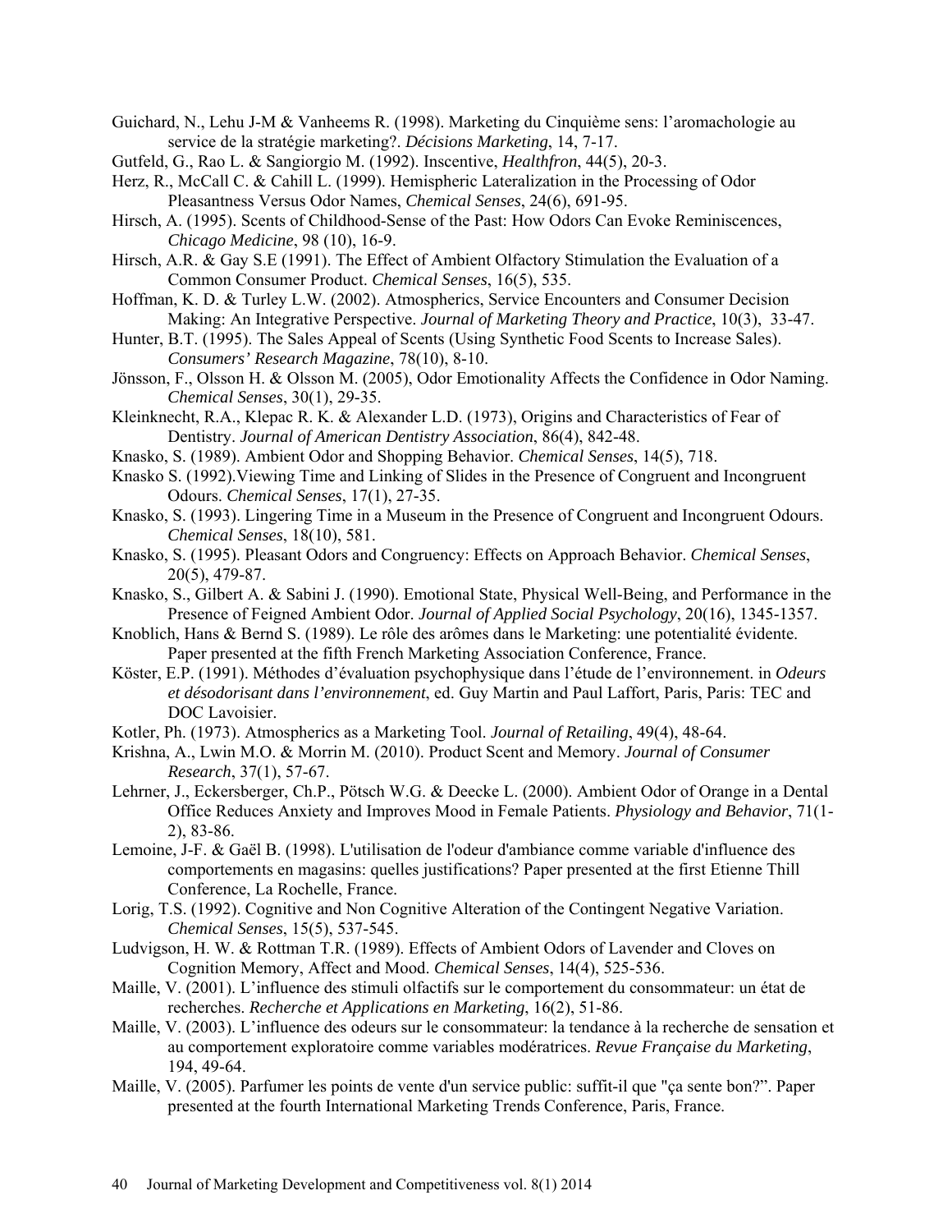Guichard, N., Lehu J-M & Vanheems R. (1998). Marketing du Cinquième sens: l'aromachologie au service de la stratégie marketing?. *Décisions Marketing*, 14, 7-17.

Gutfeld, G., Rao L. & Sangiorgio M. (1992). Inscentive, *Healthfron*, 44(5), 20-3.

Herz, R., McCall C. & Cahill L. (1999). Hemispheric Lateralization in the Processing of Odor Pleasantness Versus Odor Names, *Chemical Senses*, 24(6), 691-95.

Hirsch, A. (1995). Scents of Childhood-Sense of the Past: How Odors Can Evoke Reminiscences, *Chicago Medicine*, 98 (10), 16-9.

Hirsch, A.R. & Gay S.E (1991). The Effect of Ambient Olfactory Stimulation the Evaluation of a Common Consumer Product. *Chemical Senses*, 16(5), 535.

Hoffman, K. D. & Turley L.W. (2002). Atmospherics, Service Encounters and Consumer Decision Making: An Integrative Perspective. *Journal of Marketing Theory and Practice*, 10(3), 33-47.

Hunter, B.T. (1995). The Sales Appeal of Scents (Using Synthetic Food Scents to Increase Sales). *Consumers' Research Magazine*, 78(10), 8-10.

Jönsson, F., Olsson H. & Olsson M. (2005), Odor Emotionality Affects the Confidence in Odor Naming. *Chemical Senses*, 30(1), 29-35.

Kleinknecht, R.A., Klepac R. K. & Alexander L.D. (1973), Origins and Characteristics of Fear of Dentistry. *Journal of American Dentistry Association*, 86(4), 842-48.

Knasko, S. (1989). Ambient Odor and Shopping Behavior. *Chemical Senses*, 14(5), 718.

Knasko S. (1992).Viewing Time and Linking of Slides in the Presence of Congruent and Incongruent Odours. *Chemical Senses*, 17(1), 27-35.

Knasko, S. (1993). Lingering Time in a Museum in the Presence of Congruent and Incongruent Odours. *Chemical Senses*, 18(10), 581.

Knasko, S. (1995). Pleasant Odors and Congruency: Effects on Approach Behavior. *Chemical Senses*, 20(5), 479-87.

Knasko, S., Gilbert A. & Sabini J. (1990). Emotional State, Physical Well-Being, and Performance in the Presence of Feigned Ambient Odor. *Journal of Applied Social Psychology*, 20(16), 1345-1357.

Knoblich, Hans & Bernd S. (1989). Le rôle des arômes dans le Marketing: une potentialité évidente. Paper presented at the fifth French Marketing Association Conference, France.

Köster, E.P. (1991). Méthodes d'évaluation psychophysique dans l'étude de l'environnement. in *Odeurs et désodorisant dans l'environnement*, ed. Guy Martin and Paul Laffort, Paris, Paris: TEC and DOC Lavoisier.

Kotler, Ph. (1973). Atmospherics as a Marketing Tool. *Journal of Retailing*, 49(4), 48-64.

Krishna, A., Lwin M.O. & Morrin M. (2010). Product Scent and Memory. *Journal of Consumer Research*, 37(1), 57-67.

Lehrner, J., Eckersberger, Ch.P., Pötsch W.G. & Deecke L. (2000). Ambient Odor of Orange in a Dental Office Reduces Anxiety and Improves Mood in Female Patients. *Physiology and Behavior*, 71(1-2), 83-86.

Lemoine, J-F. & Gaël B. (1998). L'utilisation de l'odeur d'ambiance comme variable d'influence des comportements en magasins: quelles justifications? Paper presented at the first Etienne Thill Conference, La Rochelle, France.

Lorig, T.S. (1992). Cognitive and Non Cognitive Alteration of the Contingent Negative Variation. *Chemical Senses*, 15(5), 537-545.

Ludvigson, H. W. & Rottman T.R. (1989). Effects of Ambient Odors of Lavender and Cloves on Cognition Memory, Affect and Mood. *Chemical Senses*, 14(4), 525-536.

Maille, V. (2001). L'influence des stimuli olfactifs sur le comportement du consommateur: un état de recherches. *Recherche et Applications en Marketing*, 16(2), 51-86.

Maille, V. (2003). L'influence des odeurs sur le consommateur: la tendance à la recherche de sensation et au comportement exploratoire comme variables modératrices. *Revue Française du Marketing*, 194, 49-64.

Maille, V. (2005). Parfumer les points de vente d'un service public: suffit-il que "ça sente bon?". Paper presented at the fourth International Marketing Trends Conference, Paris, France.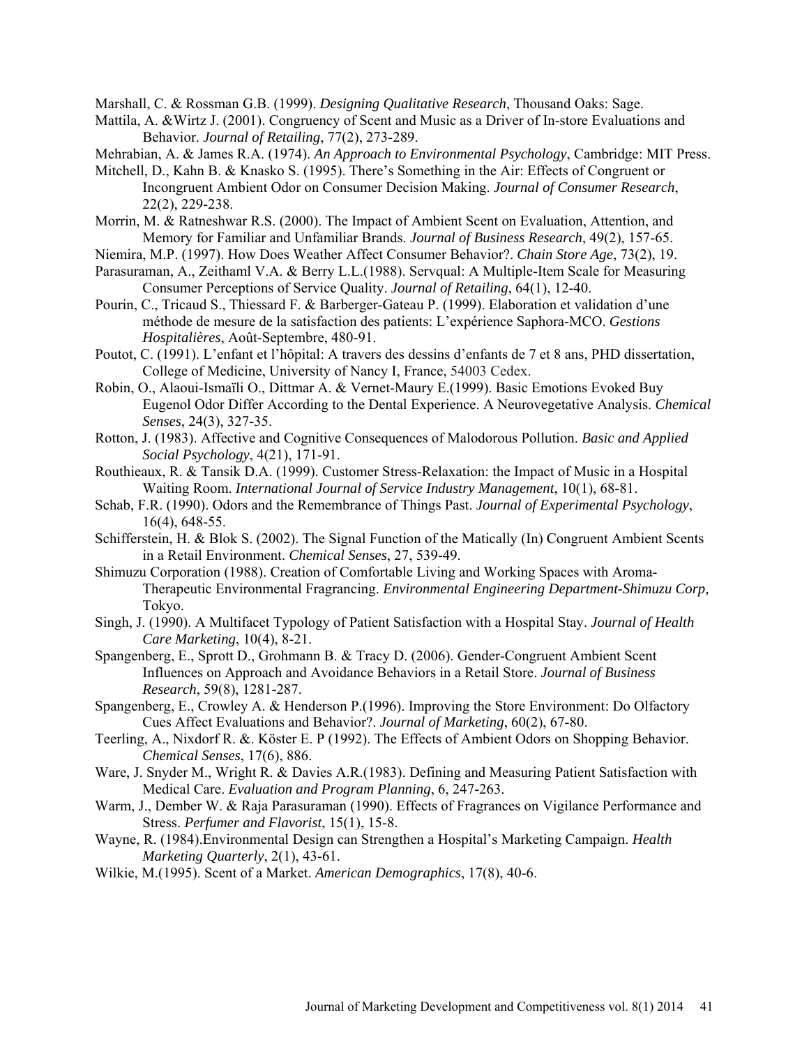Marshall, C. & Rossman G.B. (1999). *Designing Qualitative Research*, Thousand Oaks: Sage.

Mattila, A. &Wirtz J. (2001). Congruency of Scent and Music as a Driver of In-store Evaluations and Behavior. *Journal of Retailing*, 77(2), 273-289.

Mehrabian, A. & James R.A. (1974). *An Approach to Environmental Psychology*, Cambridge: MIT Press.

Mitchell, D., Kahn B. & Knasko S. (1995). There's Something in the Air: Effects of Congruent or Incongruent Ambient Odor on Consumer Decision Making. *Journal of Consumer Research*, 22(2), 229-238.

Morrin, M. & Ratneshwar R.S. (2000). The Impact of Ambient Scent on Evaluation, Attention, and Memory for Familiar and Unfamiliar Brands. *Journal of Business Research*, 49(2), 157-65.

Niemira, M.P. (1997). How Does Weather Affect Consumer Behavior?. *Chain Store Age*, 73(2), 19.

Parasuraman, A., Zeithaml V.A. & Berry L.L.(1988). Servqual: A Multiple-Item Scale for Measuring Consumer Perceptions of Service Quality. *Journal of Retailing*, 64(1), 12-40.

Pourin, C., Tricaud S., Thiessard F. & Barberger-Gateau P. (1999). Elaboration et validation d'une méthode de mesure de la satisfaction des patients: L'expérience Saphora-MCO. *Gestions Hospitalières*, Août-Septembre, 480-91.

Poutot, C. (1991). L'enfant et l'hôpital: A travers des dessins d'enfants de 7 et 8 ans, PHD dissertation, College of Medicine, University of Nancy I, France, 54003 Cedex.

Robin, O., Alaoui-Ismaïli O., Dittmar A. & Vernet-Maury E.(1999). Basic Emotions Evoked Buy Eugenol Odor Differ According to the Dental Experience. A Neurovegetative Analysis. *Chemical Senses*, 24(3), 327-35.

Rotton, J. (1983). Affective and Cognitive Consequences of Malodorous Pollution. *Basic and Applied Social Psychology*, 4(21), 171-91.

Routhieaux, R. & Tansik D.A. (1999). Customer Stress-Relaxation: the Impact of Music in a Hospital Waiting Room. *International Journal of Service Industry Management*, 10(1), 68-81.

Schab, F.R. (1990). Odors and the Remembrance of Things Past. *Journal of Experimental Psychology*, 16(4), 648-55.

Schifferstein, H. & Blok S. (2002). The Signal Function of the Matically (In) Congruent Ambient Scents in a Retail Environment. *Chemical Senses*, 27, 539-49.

Shimuzu Corporation (1988). Creation of Comfortable Living and Working Spaces with Aroma-Therapeutic Environmental Fragrancing. *Environmental Engineering Department-Shimuzu Corp,* Tokyo.

Singh, J. (1990). A Multifacet Typology of Patient Satisfaction with a Hospital Stay. *Journal of Health Care Marketing*, 10(4), 8-21.

Spangenberg, E., Sprott D., Grohmann B. & Tracy D. (2006). Gender-Congruent Ambient Scent Influences on Approach and Avoidance Behaviors in a Retail Store. *Journal of Business Research*, 59(8), 1281-287.

Spangenberg, E., Crowley A. & Henderson P.(1996). Improving the Store Environment: Do Olfactory Cues Affect Evaluations and Behavior?. *Journal of Marketing*, 60(2), 67-80.

Teerling, A., Nixdorf R. &. Köster E. P (1992). The Effects of Ambient Odors on Shopping Behavior. *Chemical Senses*, 17(6), 886.

Ware, J. Snyder M., Wright R. & Davies A.R.(1983). Defining and Measuring Patient Satisfaction with Medical Care. *Evaluation and Program Planning*, 6, 247-263.

Warm, J., Dember W. & Raja Parasuraman (1990). Effects of Fragrances on Vigilance Performance and Stress. *Perfumer and Flavorist*, 15(1), 15-8.

Wayne, R. (1984).Environmental Design can Strengthen a Hospital's Marketing Campaign. *Health Marketing Quarterly*, 2(1), 43-61.

Wilkie, M.(1995). Scent of a Market. *American Demographics*, 17(8), 40-6.